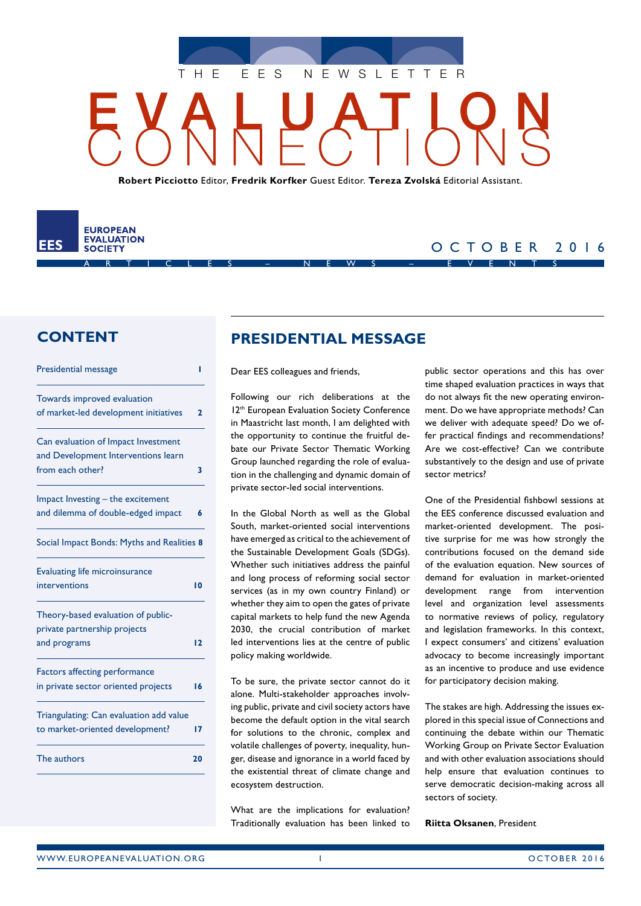THE EES NEWSLETTER

# EVALUATION CONNECTIONS

**Robert Picciotto** Editor, **Fredrik Korfker** Guest Editor. **Tereza Zvolská** Editorial Assistant.

EES EUROPEAN EVALUATION SOCIETY

ARTICLES – NEWS – EVENTS

OCTOBER 2016

## CONTENT

| | |
|---|---|
| Presidential message | 1 |
| Towards improved evaluation of market-led development initiatives | 2 |
| Can evaluation of Impact Investment and Development Interventions learn from each other? | 3 |
| Impact Investing – the excitement and dilemma of double-edged impact | 6 |
| Social Impact Bonds: Myths and Realities | 8 |
| Evaluating life microinsurance interventions | 10 |
| Theory-based evaluation of public-private partnership projects and programs | 12 |
| Factors affecting performance in private sector oriented projects | 16 |
| Triangulating: Can evaluation add value to market-oriented development? | 17 |
| The authors | 20 |

## PRESIDENTIAL MESSAGE

Dear EES colleagues and friends,

Following our rich deliberations at the 12th European Evaluation Society Conference in Maastricht last month, I am delighted with the opportunity to continue the fruitful debate our Private Sector Thematic Working Group launched regarding the role of evaluation in the challenging and dynamic domain of private sector-led social interventions.

In the Global North as well as the Global South, market-oriented social interventions have emerged as critical to the achievement of the Sustainable Development Goals (SDGs). Whether such initiatives address the painful and long process of reforming social sector services (as in my own country Finland) or whether they aim to open the gates of private capital markets to help fund the new Agenda 2030, the crucial contribution of market led interventions lies at the centre of public policy making worldwide.

To be sure, the private sector cannot do it alone. Multi-stakeholder approaches involving public, private and civil society actors have become the default option in the vital search for solutions to the chronic, complex and volatile challenges of poverty, inequality, hunger, disease and ignorance in a world faced by the existential threat of climate change and ecosystem destruction.

What are the implications for evaluation? Traditionally evaluation has been linked to public sector operations and this has over time shaped evaluation practices in ways that do not always fit the new operating environment. Do we have appropriate methods? Can we deliver with adequate speed? Do we offer practical findings and recommendations? Are we cost-effective? Can we contribute substantively to the design and use of private sector metrics?

One of the Presidential fishbowl sessions at the EES conference discussed evaluation and market-oriented development. The positive surprise for me was how strongly the contributions focused on the demand side of the evaluation equation. New sources of demand for evaluation in market-oriented development range from intervention level and organization level assessments to normative reviews of policy, regulatory and legislation frameworks. In this context, I expect consumers' and citizens' evaluation advocacy to become increasingly important as an incentive to produce and use evidence for participatory decision making.

The stakes are high. Addressing the issues explored in this special issue of Connections and continuing the debate within our Thematic Working Group on Private Sector Evaluation and with other evaluation associations should help ensure that evaluation continues to serve democratic decision-making across all sectors of society.

**Riitta Oksanen**, President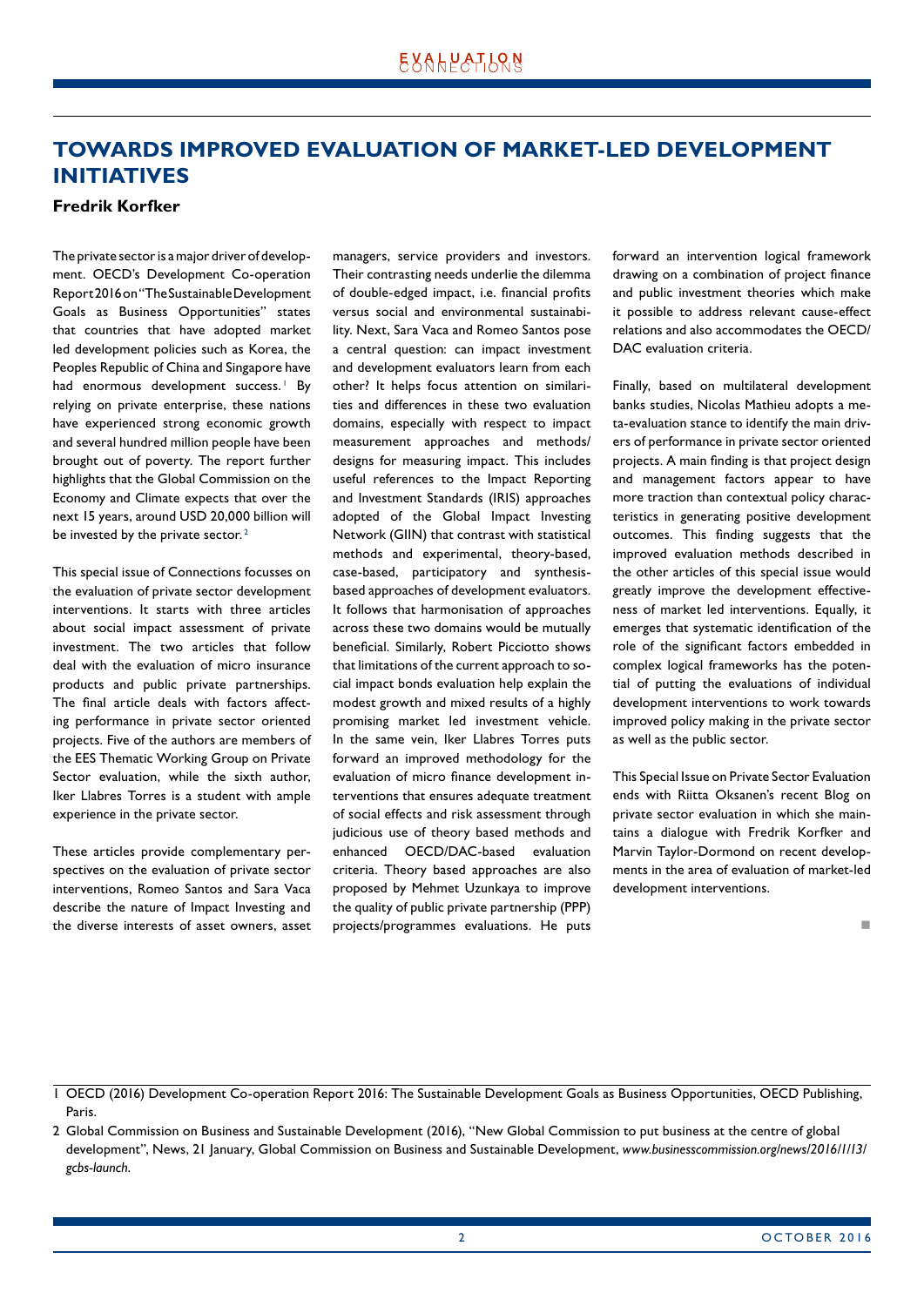## TOWARDS IMPROVED EVALUATION OF MARKET-LED DEVELOPMENT INITIATIVES

**Fredrik Korfker**

The private sector is a major driver of development. OECD's Development Co-operation Report 2016 on "The Sustainable Development Goals as Business Opportunities" states that countries that have adopted market led development policies such as Korea, the Peoples Republic of China and Singapore have had enormous development success.[1] By relying on private enterprise, these nations have experienced strong economic growth and several hundred million people have been brought out of poverty. The report further highlights that the Global Commission on the Economy and Climate expects that over the next 15 years, around USD 20,000 billion will be invested by the private sector.[2]

This special issue of Connections focusses on the evaluation of private sector development interventions. It starts with three articles about social impact assessment of private investment. The two articles that follow deal with the evaluation of micro insurance products and public private partnerships. The final article deals with factors affecting performance in private sector oriented projects. Five of the authors are members of the EES Thematic Working Group on Private Sector evaluation, while the sixth author, Iker Llabres Torres is a student with ample experience in the private sector.

These articles provide complementary perspectives on the evaluation of private sector interventions, Romeo Santos and Sara Vaca describe the nature of Impact Investing and the diverse interests of asset owners, asset managers, service providers and investors. Their contrasting needs underlie the dilemma of double-edged impact, i.e. financial profits versus social and environmental sustainability. Next, Sara Vaca and Romeo Santos pose a central question: can impact investment and development evaluators learn from each other? It helps focus attention on similarities and differences in these two evaluation domains, especially with respect to impact measurement approaches and methods/designs for measuring impact. This includes useful references to the Impact Reporting and Investment Standards (IRIS) approaches adopted of the Global Impact Investing Network (GIIN) that contrast with statistical methods and experimental, theory-based, case-based, participatory and synthesis-based approaches of development evaluators. It follows that harmonisation of approaches across these two domains would be mutually beneficial. Similarly, Robert Picciotto shows that limitations of the current approach to social impact bonds evaluation help explain the modest growth and mixed results of a highly promising market led investment vehicle. In the same vein, Iker Llabres Torres puts forward an improved methodology for the evaluation of micro finance development interventions that ensures adequate treatment of social effects and risk assessment through judicious use of theory based methods and enhanced OECD/DAC-based evaluation criteria. Theory based approaches are also proposed by Mehmet Uzunkaya to improve the quality of public private partnership (PPP) projects/programmes evaluations. He puts forward an intervention logical framework drawing on a combination of project finance and public investment theories which make it possible to address relevant cause-effect relations and also accommodates the OECD/DAC evaluation criteria.

Finally, based on multilateral development banks studies, Nicolas Mathieu adopts a meta-evaluation stance to identify the main drivers of performance in private sector oriented projects. A main finding is that project design and management factors appear to have more traction than contextual policy characteristics in generating positive development outcomes. This finding suggests that the improved evaluation methods described in the other articles of this special issue would greatly improve the development effectiveness of market led interventions. Equally, it emerges that systematic identification of the role of the significant factors embedded in complex logical frameworks has the potential of putting the evaluations of individual development interventions to work towards improved policy making in the private sector as well as the public sector.

This Special Issue on Private Sector Evaluation ends with Riitta Oksanen's recent Blog on private sector evaluation in which she maintains a dialogue with Fredrik Korfker and Marvin Taylor-Dormond on recent developments in the area of evaluation of market-led development interventions.

■

1 OECD (2016) Development Co-operation Report 2016: The Sustainable Development Goals as Business Opportunities, OECD Publishing, Paris.

2 Global Commission on Business and Sustainable Development (2016), "New Global Commission to put business at the centre of global development", News, 21 January, Global Commission on Business and Sustainable Development, *www.businesscommission.org/news/2016/1/13/gcbs-launch*.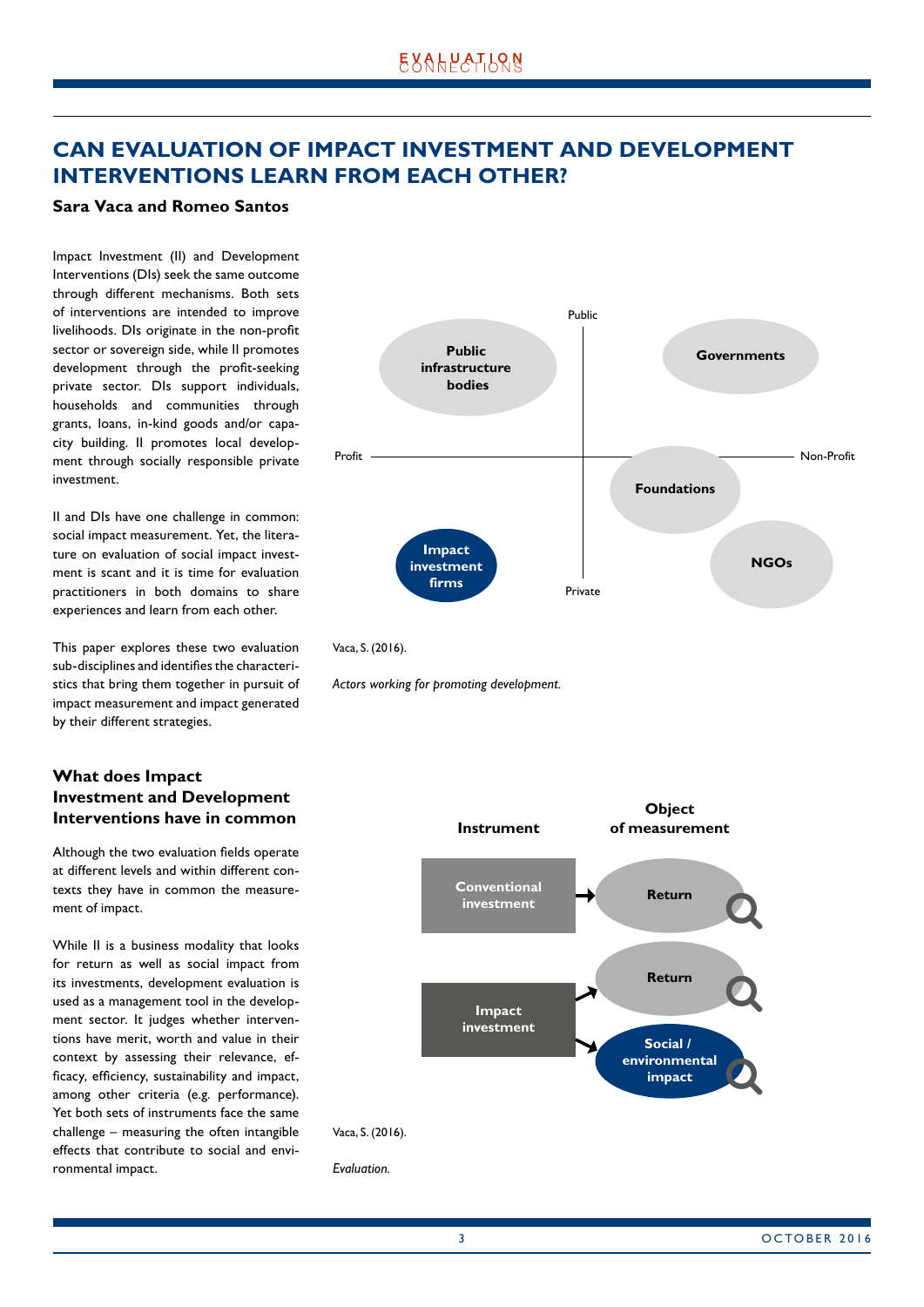# CAN EVALUATION OF IMPACT INVESTMENT AND DEVELOPMENT INTERVENTIONS LEARN FROM EACH OTHER?

**Sara Vaca and Romeo Santos**

Impact Investment (II) and Development Interventions (DIs) seek the same outcome through different mechanisms. Both sets of interventions are intended to improve livelihoods. DIs originate in the non-profit sector or sovereign side, while II promotes development through the profit-seeking private sector. DIs support individuals, households and communities through grants, loans, in-kind goods and/or capacity building. II promotes local development through socially responsible private investment.

II and DIs have one challenge in common: social impact measurement. Yet, the literature on evaluation of social impact investment is scant and it is time for evaluation practitioners in both domains to share experiences and learn from each other.

This paper explores these two evaluation sub-disciplines and identifies the characteristics that bring them together in pursuit of impact measurement and impact generated by their different strategies.

Public

Public infrastructure bodies

Governments

Profit

Non-Profit

Foundations

Impact investment firms

NGOs

Private

Vaca, S. (2016).

*Actors working for promoting development.*

## What does Impact Investment and Development Interventions have in common

Although the two evaluation fields operate at different levels and within different contexts they have in common the measurement of impact.

While II is a business modality that looks for return as well as social impact from its investments, development evaluation is used as a management tool in the development sector. It judges whether interventions have merit, worth and value in their context by assessing their relevance, efficacy, efficiency, sustainability and impact, among other criteria (e.g. performance). Yet both sets of instruments face the same challenge – measuring the often intangible effects that contribute to social and environmental impact.

| Instrument | Object of measurement |
|---|---|
| Conventional investment | Return |
| Impact investment | Return |
| | Social / environmental impact |

Vaca, S. (2016).

*Evaluation.*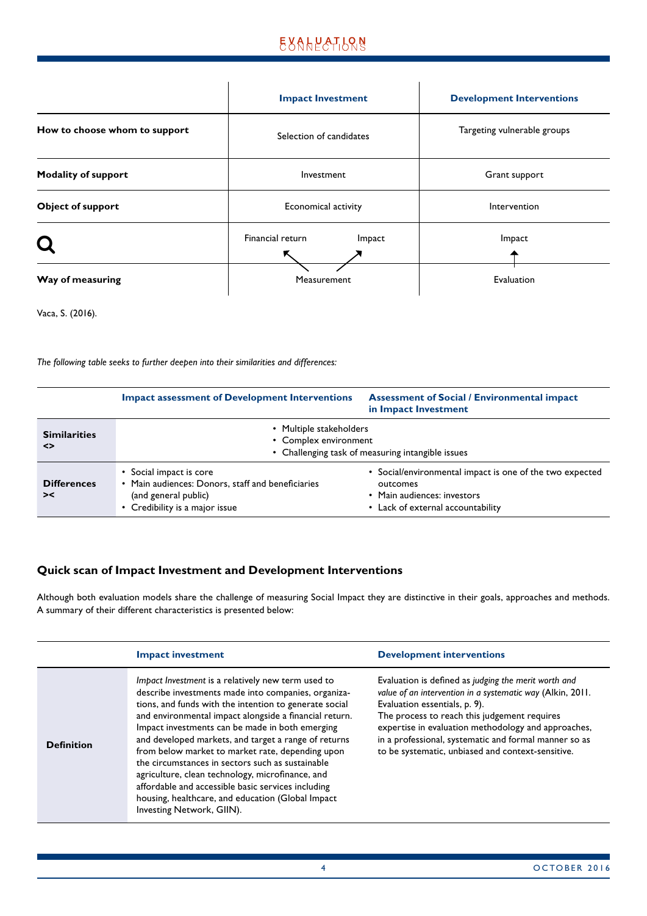| | Impact Investment | Development Interventions |
|---|---|---|
| **How to choose whom to support** | Selection of candidates | Targeting vulnerable groups |
| **Modality of support** | Investment | Grant support |
| **Object of support** | Economical activity | Intervention |
| | Financial return ↖ Impact ↗ | Impact ↑ |
| **Way of measuring** | Measurement | Evaluation |

Vaca, S. (2016).

*The following table seeks to further deepen into their similarities and differences:*

| | Impact assessment of Development Interventions | Assessment of Social / Environmental impact in Impact Investment |
|---|---|---|
| **Similarities <>** | • Multiple stakeholders<br>• Complex environment<br>• Challenging task of measuring intangible issues | |
| **Differences ><** | • Social impact is core<br>• Main audiences: Donors, staff and beneficiaries (and general public)<br>• Credibility is a major issue | • Social/environmental impact is one of the two expected outcomes<br>• Main audiences: investors<br>• Lack of external accountability |

## Quick scan of Impact Investment and Development Interventions

Although both evaluation models share the challenge of measuring Social Impact they are distinctive in their goals, approaches and methods. A summary of their different characteristics is presented below:

| | Impact investment | Development interventions |
|---|---|---|
| **Definition** | *Impact Investment* is a relatively new term used to describe investments made into companies, organizations, and funds with the intention to generate social and environmental impact alongside a financial return. Impact investments can be made in both emerging and developed markets, and target a range of returns from below market to market rate, depending upon the circumstances in sectors such as sustainable agriculture, clean technology, microfinance, and affordable and accessible basic services including housing, healthcare, and education (Global Impact Investing Network, GIIN). | Evaluation is defined as *judging the merit worth and value of an intervention in a systematic way* (Alkin, 2011. Evaluation essentials, p. 9).<br>The process to reach this judgement requires expertise in evaluation methodology and approaches, in a professional, systematic and formal manner so as to be systematic, unbiased and context-sensitive. |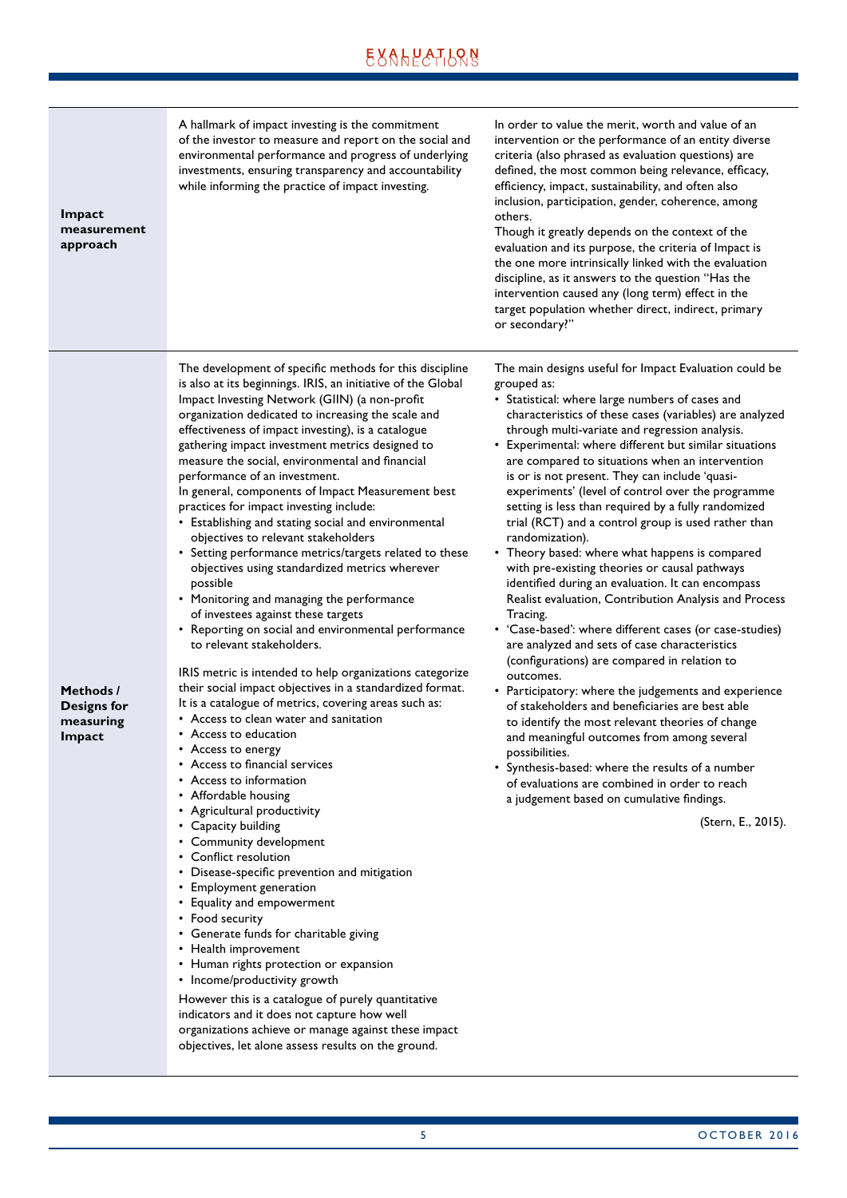| | | |
|---|---|---|
| **Impact measurement approach** | A hallmark of impact investing is the commitment of the investor to measure and report on the social and environmental performance and progress of underlying investments, ensuring transparency and accountability while informing the practice of impact investing. | In order to value the merit, worth and value of an intervention or the performance of an entity diverse criteria (also phrased as evaluation questions) are defined, the most common being relevance, efficacy, efficiency, impact, sustainability, and often also inclusion, participation, gender, coherence, among others.<br>Though it greatly depends on the context of the evaluation and its purpose, the criteria of Impact is the one more intrinsically linked with the evaluation discipline, as it answers to the question "Has the intervention caused any (long term) effect in the target population whether direct, indirect, primary or secondary?" |
| **Methods / Designs for measuring Impact** | The development of specific methods for this discipline is also at its beginnings. IRIS, an initiative of the Global Impact Investing Network (GIIN) (a non-profit organization dedicated to increasing the scale and effectiveness of impact investing), is a catalogue gathering impact investment metrics designed to measure the social, environmental and financial performance of an investment.<br>In general, components of Impact Measurement best practices for impact investing include:<br>• Establishing and stating social and environmental objectives to relevant stakeholders<br>• Setting performance metrics/targets related to these objectives using standardized metrics wherever possible<br>• Monitoring and managing the performance of investees against these targets<br>• Reporting on social and environmental performance to relevant stakeholders.<br><br>IRIS metric is intended to help organizations categorize their social impact objectives in a standardized format. It is a catalogue of metrics, covering areas such as:<br>• Access to clean water and sanitation<br>• Access to education<br>• Access to energy<br>• Access to financial services<br>• Access to information<br>• Affordable housing<br>• Agricultural productivity<br>• Capacity building<br>• Community development<br>• Conflict resolution<br>• Disease-specific prevention and mitigation<br>• Employment generation<br>• Equality and empowerment<br>• Food security<br>• Generate funds for charitable giving<br>• Health improvement<br>• Human rights protection or expansion<br>• Income/productivity growth<br>However this is a catalogue of purely quantitative indicators and it does not capture how well organizations achieve or manage against these impact objectives, let alone assess results on the ground. | The main designs useful for Impact Evaluation could be grouped as:<br>• Statistical: where large numbers of cases and characteristics of these cases (variables) are analyzed through multi-variate and regression analysis.<br>• Experimental: where different but similar situations are compared to situations when an intervention is or is not present. They can include 'quasi-experiments' (level of control over the programme setting is less than required by a fully randomized trial (RCT) and a control group is used rather than randomization).<br>• Theory based: where what happens is compared with pre-existing theories or causal pathways identified during an evaluation. It can encompass Realist evaluation, Contribution Analysis and Process Tracing.<br>• 'Case-based': where different cases (or case-studies) are analyzed and sets of case characteristics (configurations) are compared in relation to outcomes.<br>• Participatory: where the judgements and experience of stakeholders and beneficiaries are best able to identify the most relevant theories of change and meaningful outcomes from among several possibilities.<br>• Synthesis-based: where the results of a number of evaluations are combined in order to reach a judgement based on cumulative findings.<br><br>(Stern, E., 2015). |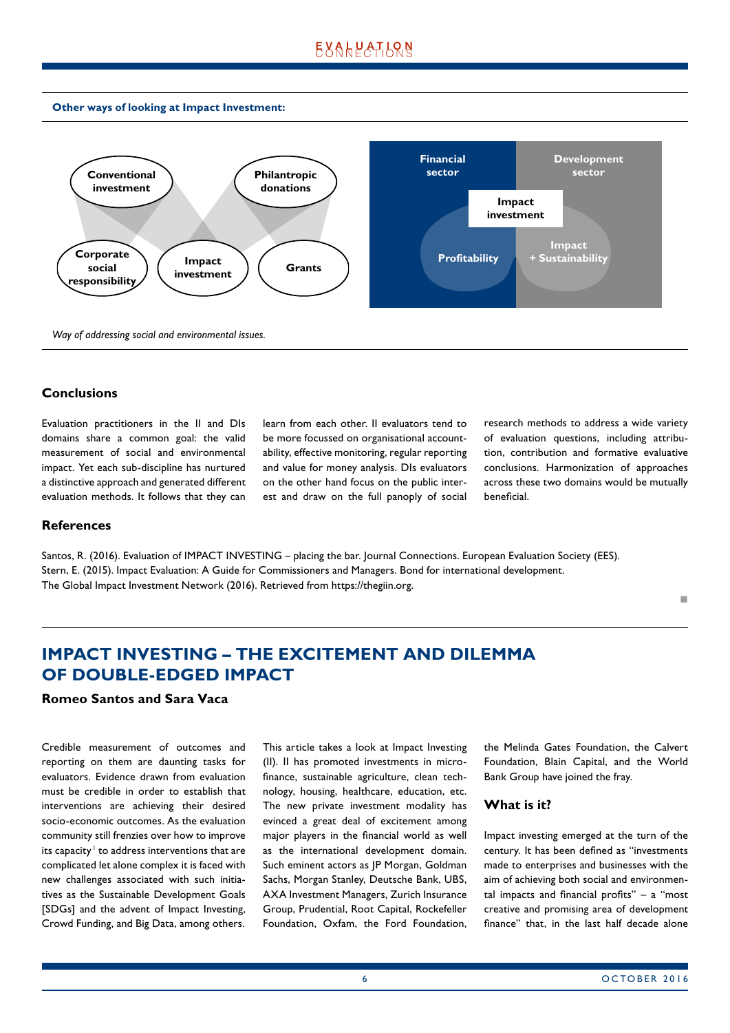**Other ways of looking at Impact Investment:**

Conventional investment

Philantropic donations

Corporate social responsibility

Impact investment

Grants

Financial sector

Development sector

Impact investment

Profitability

Impact + Sustainability

*Way of addressing social and environmental issues.*

## Conclusions

Evaluation practitioners in the II and DIs domains share a common goal: the valid measurement of social and environmental impact. Yet each sub-discipline has nurtured a distinctive approach and generated different evaluation methods. It follows that they can learn from each other. II evaluators tend to be more focussed on organisational accountability, effective monitoring, regular reporting and value for money analysis. DIs evaluators on the other hand focus on the public interest and draw on the full panoply of social research methods to address a wide variety of evaluation questions, including attribution, contribution and formative evaluative conclusions. Harmonization of approaches across these two domains would be mutually beneficial.

## References

Santos, R. (2016). Evaluation of IMPACT INVESTING – placing the bar. Journal Connections. European Evaluation Society (EES).
Stern, E. (2015). Impact Evaluation: A Guide for Commissioners and Managers. Bond for international development.
The Global Impact Investment Network (2016). Retrieved from https://thegiin.org.

# IMPACT INVESTING – THE EXCITEMENT AND DILEMMA OF DOUBLE-EDGED IMPACT

### Romeo Santos and Sara Vaca

Credible measurement of outcomes and reporting on them are daunting tasks for evaluators. Evidence drawn from evaluation must be credible in order to establish that interventions are achieving their desired socio-economic outcomes. As the evaluation community still frenzies over how to improve its capacity[1] to address interventions that are complicated let alone complex it is faced with new challenges associated with such initiatives as the Sustainable Development Goals [SDGs] and the advent of Impact Investing, Crowd Funding, and Big Data, among others.

This article takes a look at Impact Investing (II). II has promoted investments in microfinance, sustainable agriculture, clean technology, housing, healthcare, education, etc. The new private investment modality has evinced a great deal of excitement among major players in the financial world as well as the international development domain. Such eminent actors as JP Morgan, Goldman Sachs, Morgan Stanley, Deutsche Bank, UBS, AXA Investment Managers, Zurich Insurance Group, Prudential, Root Capital, Rockefeller Foundation, Oxfam, the Ford Foundation, the Melinda Gates Foundation, the Calvert Foundation, Blain Capital, and the World Bank Group have joined the fray.

### What is it?

Impact investing emerged at the turn of the century. It has been defined as "investments made to enterprises and businesses with the aim of achieving both social and environmental impacts and financial profits" – a "most creative and promising area of development finance" that, in the last half decade alone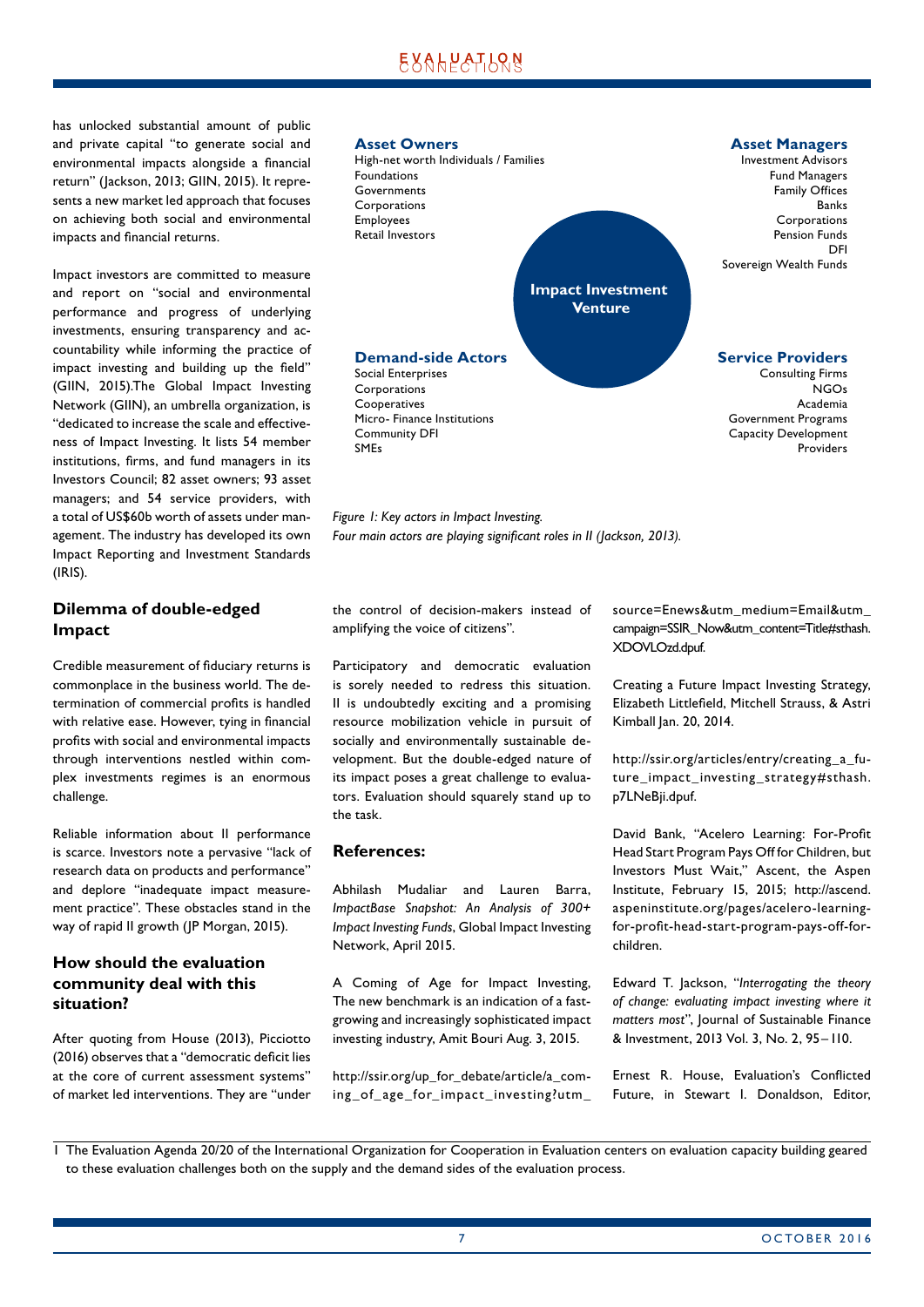has unlocked substantial amount of public and private capital "to generate social and environmental impacts alongside a financial return" (Jackson, 2013; GIIN, 2015). It represents a new market led approach that focuses on achieving both social and environmental impacts and financial returns.

Impact investors are committed to measure and report on "social and environmental performance and progress of underlying investments, ensuring transparency and accountability while informing the practice of impact investing and building up the field" (GIIN, 2015).The Global Impact Investing Network (GIIN), an umbrella organization, is "dedicated to increase the scale and effectiveness of Impact Investing. It lists 54 member institutions, firms, and fund managers in its Investors Council; 82 asset owners; 93 asset managers; and 54 service providers, with a total of US$60b worth of assets under management. The industry has developed its own Impact Reporting and Investment Standards (IRIS).

**Asset Owners**
High-net worth Individuals / Families
Foundations
Governments
Corporations
Employees
Retail Investors

**Asset Managers**
Investment Advisors
Fund Managers
Family Offices
Banks
Corporations
Pension Funds
DFI
Sovereign Wealth Funds

**Impact Investment Venture**

**Demand-side Actors**
Social Enterprises
Corporations
Cooperatives
Micro- Finance Institutions
Community DFI
SMEs

**Service Providers**
Consulting Firms
NGOs
Academia
Government Programs
Capacity Development Providers

*Figure 1: Key actors in Impact Investing.*
*Four main actors are playing significant roles in II (Jackson, 2013).*

## Dilemma of double-edged Impact

Credible measurement of fiduciary returns is commonplace in the business world. The determination of commercial profits is handled with relative ease. However, tying in financial profits with social and environmental impacts through interventions nestled within complex investments regimes is an enormous challenge.

Reliable information about II performance is scarce. Investors note a pervasive "lack of research data on products and performance" and deplore "inadequate impact measurement practice". These obstacles stand in the way of rapid II growth (JP Morgan, 2015).

## How should the evaluation community deal with this situation?

After quoting from House (2013), Picciotto (2016) observes that a "democratic deficit lies at the core of current assessment systems" of market led interventions. They are "under the control of decision-makers instead of amplifying the voice of citizens".

Participatory and democratic evaluation is sorely needed to redress this situation. II is undoubtedly exciting and a promising resource mobilization vehicle in pursuit of socially and environmentally sustainable development. But the double-edged nature of its impact poses a great challenge to evaluators. Evaluation should squarely stand up to the task.

## References:

Abhilash Mudaliar and Lauren Barra, *ImpactBase Snapshot: An Analysis of 300+ Impact Investing Funds*, Global Impact Investing Network, April 2015.

A Coming of Age for Impact Investing, The new benchmark is an indication of a fast-growing and increasingly sophisticated impact investing industry, Amit Bouri Aug. 3, 2015.

http://ssir.org/up_for_debate/article/a_coming_of_age_for_impact_investing?utm_source=Enews&utm_medium=Email&utm_campaign=SSIR_Now&utm_content=Title#sthash.XDOVLOzd.dpuf.

Creating a Future Impact Investing Strategy, Elizabeth Littlefield, Mitchell Strauss, & Astri Kimball Jan. 20, 2014.

http://ssir.org/articles/entry/creating_a_future_impact_investing_strategy#sthash.p7LNeBji.dpuf.

David Bank, "Acelero Learning: For-Profit Head Start Program Pays Off for Children, but Investors Must Wait," Ascent, the Aspen Institute, February 15, 2015; http://ascend.aspeninstitute.org/pages/acelero-learning-for-profit-head-start-program-pays-off-for-children.

Edward T. Jackson, "*Interrogating the theory of change: evaluating impact investing where it matters most*", Journal of Sustainable Finance & Investment, 2013 Vol. 3, No. 2, 95–110.

Ernest R. House, Evaluation's Conflicted Future, in Stewart I. Donaldson, Editor,

1 The Evaluation Agenda 20/20 of the International Organization for Cooperation in Evaluation centers on evaluation capacity building geared to these evaluation challenges both on the supply and the demand sides of the evaluation process.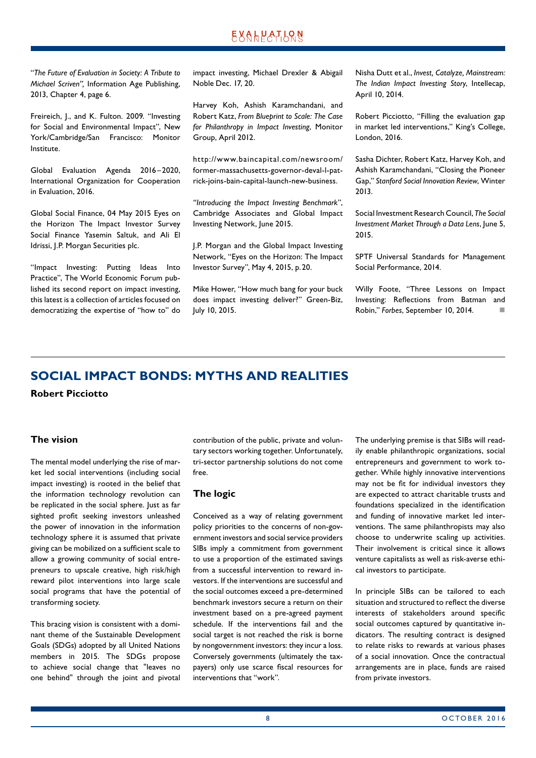"*The Future of Evaluation in Society: A Tribute to Michael Scriven",* Information Age Publishing, 2013, Chapter 4, page 6.

Freireich, J., and K. Fulton. 2009. "Investing for Social and Environmental Impact", New York/Cambridge/San Francisco: Monitor Institute.

Global Evaluation Agenda 2016–2020, International Organization for Cooperation in Evaluation, 2016.

Global Social Finance, 04 May 2015 Eyes on the Horizon The Impact Investor Survey Social Finance Yasemin Saltuk, and Ali El Idrissi, J.P. Morgan Securities plc.

"Impact Investing: Putting Ideas Into Practice", The World Economic Forum published its second report on impact investing, this latest is a collection of articles focused on democratizing the expertise of "how to" do impact investing, Michael Drexler & Abigail Noble Dec. 17, 20.

Harvey Koh, Ashish Karamchandani, and Robert Katz, *From Blueprint to Scale: The Case for Philanthropy in Impact Investing*, Monitor Group, April 2012.

http://www.baincapital.com/newsroom/former-massachusetts-governor-deval-l-patrick-joins-bain-capital-launch-new-business.

*"Introducing the Impact Investing Benchmark"*, Cambridge Associates and Global Impact Investing Network, June 2015.

J.P. Morgan and the Global Impact Investing Network, "Eyes on the Horizon: The Impact Investor Survey", May 4, 2015, p. 20.

Mike Hower, "How much bang for your buck does impact investing deliver?" Green-Biz, July 10, 2015.

Nisha Dutt et al., *Invest, Catalyze, Mainstream: The Indian Impact Investing Story*, Intellecap, April 10, 2014.

Robert Picciotto, "Filling the evaluation gap in market led interventions," King's College, London, 2016.

Sasha Dichter, Robert Katz, Harvey Koh, and Ashish Karamchandani, "Closing the Pioneer Gap," *Stanford Social Innovation Review*, Winter 2013.

Social Investment Research Council, *The Social Investment Market Through a Data Lens*, June 5, 2015.

SPTF Universal Standards for Management Social Performance, 2014.

Willy Foote, "Three Lessons on Impact Investing: Reflections from Batman and Robin," *Forbes*, September 10, 2014.

# SOCIAL IMPACT BONDS: MYTHS AND REALITIES

**Robert Picciotto**

## The vision

The mental model underlying the rise of market led social interventions (including social impact investing) is rooted in the belief that the information technology revolution can be replicated in the social sphere. Just as far sighted profit seeking investors unleashed the power of innovation in the information technology sphere it is assumed that private giving can be mobilized on a sufficient scale to allow a growing community of social entrepreneurs to upscale creative, high risk/high reward pilot interventions into large scale social programs that have the potential of transforming society.

This bracing vision is consistent with a dominant theme of the Sustainable Development Goals (SDGs) adopted by all United Nations members in 2015. The SDGs propose to achieve social change that "leaves no one behind" through the joint and pivotal contribution of the public, private and voluntary sectors working together. Unfortunately, tri-sector partnership solutions do not come free.

## The logic

Conceived as a way of relating government policy priorities to the concerns of non-government investors and social service providers SIBs imply a commitment from government to use a proportion of the estimated savings from a successful intervention to reward investors. If the interventions are successful and the social outcomes exceed a pre-determined benchmark investors secure a return on their investment based on a pre-agreed payment schedule. If the interventions fail and the social target is not reached the risk is borne by nongovernment investors: they incur a loss. Conversely governments (ultimately the taxpayers) only use scarce fiscal resources for interventions that "work".

The underlying premise is that SIBs will readily enable philanthropic organizations, social entrepreneurs and government to work together. While highly innovative interventions may not be fit for individual investors they are expected to attract charitable trusts and foundations specialized in the identification and funding of innovative market led interventions. The same philanthropists may also choose to underwrite scaling up activities. Their involvement is critical since it allows venture capitalists as well as risk-averse ethical investors to participate.

In principle SIBs can be tailored to each situation and structured to reflect the diverse interests of stakeholders around specific social outcomes captured by quantitative indicators. The resulting contract is designed to relate risks to rewards at various phases of a social innovation. Once the contractual arrangements are in place, funds are raised from private investors.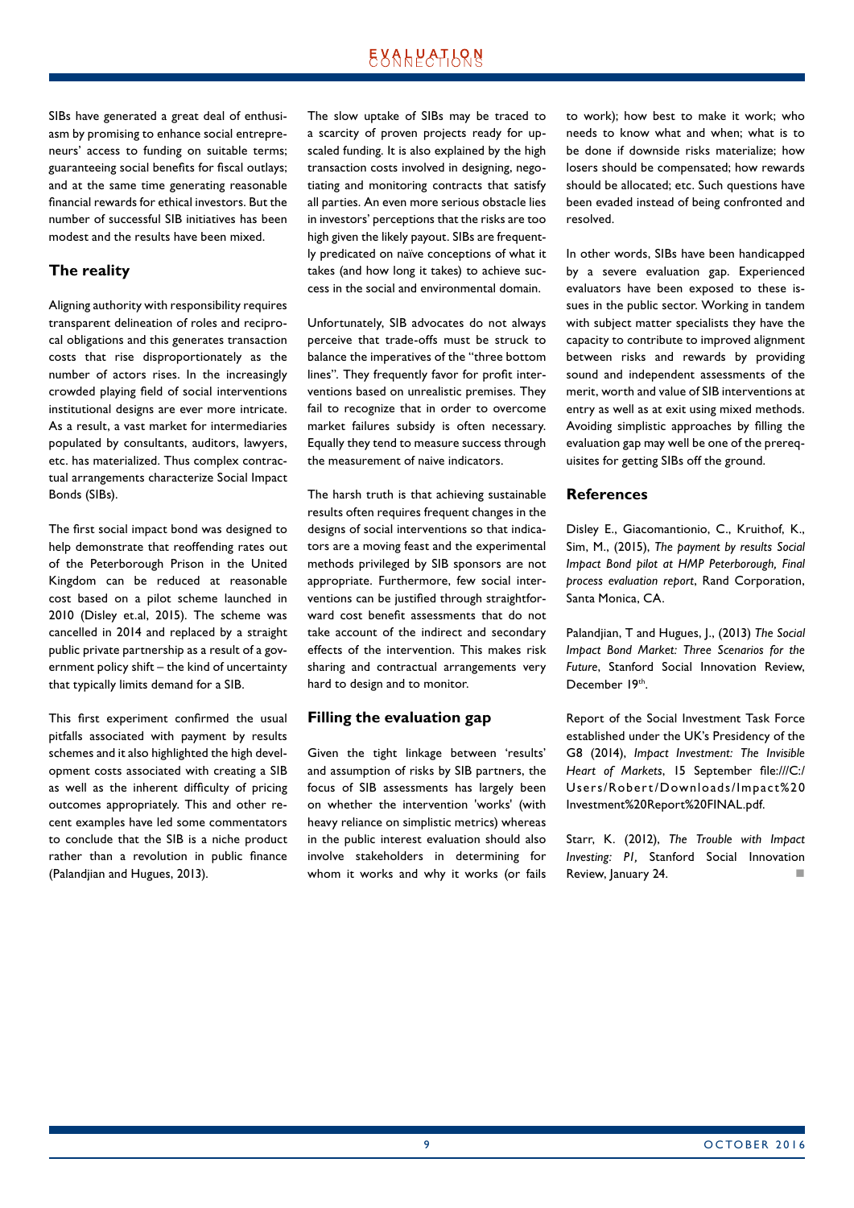SIBs have generated a great deal of enthusiasm by promising to enhance social entrepreneurs' access to funding on suitable terms; guaranteeing social benefits for fiscal outlays; and at the same time generating reasonable financial rewards for ethical investors. But the number of successful SIB initiatives has been modest and the results have been mixed.

## The reality

Aligning authority with responsibility requires transparent delineation of roles and reciprocal obligations and this generates transaction costs that rise disproportionately as the number of actors rises. In the increasingly crowded playing field of social interventions institutional designs are ever more intricate. As a result, a vast market for intermediaries populated by consultants, auditors, lawyers, etc. has materialized. Thus complex contractual arrangements characterize Social Impact Bonds (SIBs).

The first social impact bond was designed to help demonstrate that reoffending rates out of the Peterborough Prison in the United Kingdom can be reduced at reasonable cost based on a pilot scheme launched in 2010 (Disley et.al, 2015). The scheme was cancelled in 2014 and replaced by a straight public private partnership as a result of a government policy shift – the kind of uncertainty that typically limits demand for a SIB.

This first experiment confirmed the usual pitfalls associated with payment by results schemes and it also highlighted the high development costs associated with creating a SIB as well as the inherent difficulty of pricing outcomes appropriately. This and other recent examples have led some commentators to conclude that the SIB is a niche product rather than a revolution in public finance (Palandjian and Hugues, 2013).

The slow uptake of SIBs may be traced to a scarcity of proven projects ready for upscaled funding. It is also explained by the high transaction costs involved in designing, negotiating and monitoring contracts that satisfy all parties. An even more serious obstacle lies in investors' perceptions that the risks are too high given the likely payout. SIBs are frequently predicated on naïve conceptions of what it takes (and how long it takes) to achieve success in the social and environmental domain.

Unfortunately, SIB advocates do not always perceive that trade-offs must be struck to balance the imperatives of the "three bottom lines". They frequently favor for profit interventions based on unrealistic premises. They fail to recognize that in order to overcome market failures subsidy is often necessary. Equally they tend to measure success through the measurement of naive indicators.

The harsh truth is that achieving sustainable results often requires frequent changes in the designs of social interventions so that indicators are a moving feast and the experimental methods privileged by SIB sponsors are not appropriate. Furthermore, few social interventions can be justified through straightforward cost benefit assessments that do not take account of the indirect and secondary effects of the intervention. This makes risk sharing and contractual arrangements very hard to design and to monitor.

## Filling the evaluation gap

Given the tight linkage between 'results' and assumption of risks by SIB partners, the focus of SIB assessments has largely been on whether the intervention 'works' (with heavy reliance on simplistic metrics) whereas in the public interest evaluation should also involve stakeholders in determining for whom it works and why it works (or fails to work); how best to make it work; who needs to know what and when; what is to be done if downside risks materialize; how losers should be compensated; how rewards should be allocated; etc. Such questions have been evaded instead of being confronted and resolved.

In other words, SIBs have been handicapped by a severe evaluation gap. Experienced evaluators have been exposed to these issues in the public sector. Working in tandem with subject matter specialists they have the capacity to contribute to improved alignment between risks and rewards by providing sound and independent assessments of the merit, worth and value of SIB interventions at entry as well as at exit using mixed methods. Avoiding simplistic approaches by filling the evaluation gap may well be one of the prerequisites for getting SIBs off the ground.

## References

Disley E., Giacomantionio, C., Kruithof, K., Sim, M., (2015), *The payment by results Social Impact Bond pilot at HMP Peterborough, Final process evaluation report*, Rand Corporation, Santa Monica, CA.

Palandjian, T and Hugues, J., (2013) *The Social Impact Bond Market: Three Scenarios for the Future*, Stanford Social Innovation Review, December 19th.

Report of the Social Investment Task Force established under the UK's Presidency of the G8 (2014), *Impact Investment: The Invisible Heart of Markets*, 15 September file:///C:/Users/Robert/Downloads/Impact%20Investment%20Report%20FINAL.pdf.

Starr, K. (2012), *The Trouble with Impact Investing: P1,* Stanford Social Innovation Review, January 24.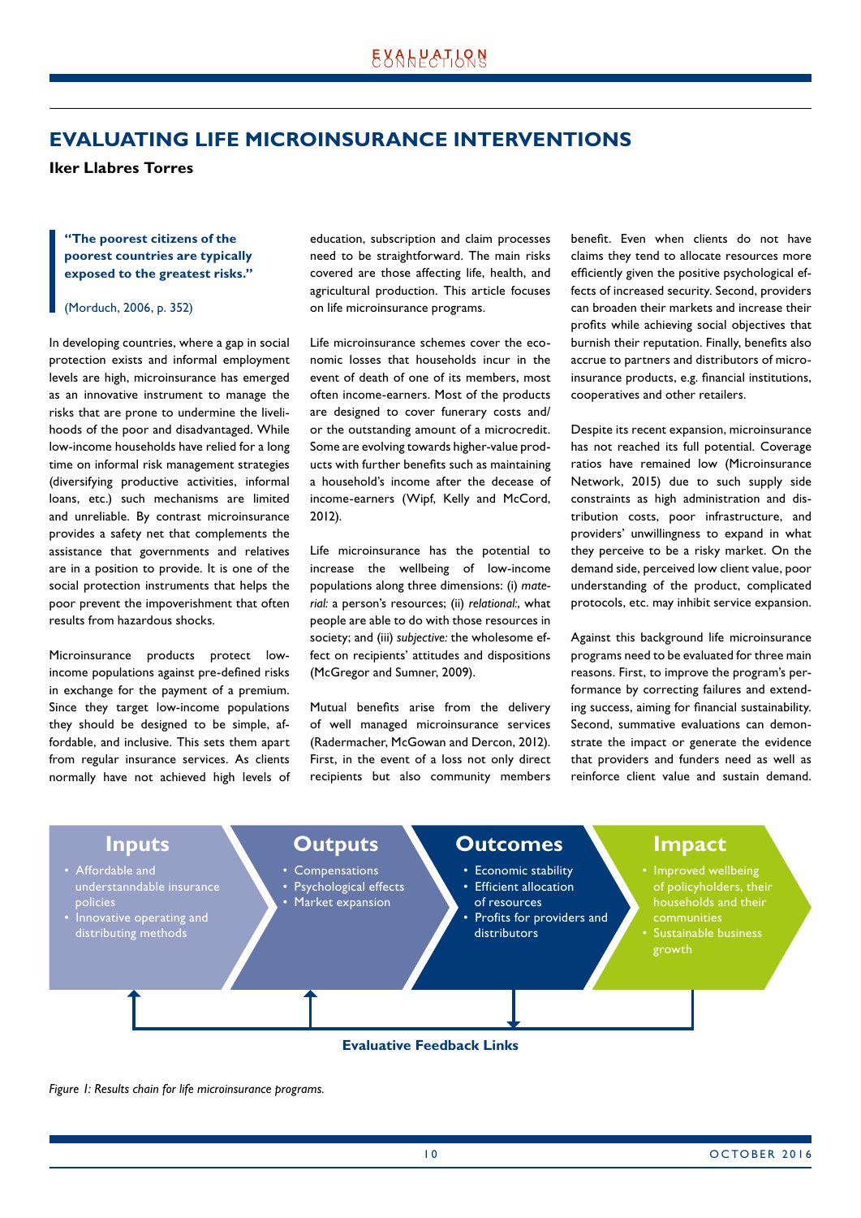# EVALUATING LIFE MICROINSURANCE INTERVENTIONS

**Iker Llabres Torres**

> **"The poorest citizens of the poorest countries are typically exposed to the greatest risks."**
>
> (Morduch, 2006, p. 352)

In developing countries, where a gap in social protection exists and informal employment levels are high, microinsurance has emerged as an innovative instrument to manage the risks that are prone to undermine the livelihoods of the poor and disadvantaged. While low-income households have relied for a long time on informal risk management strategies (diversifying productive activities, informal loans, etc.) such mechanisms are limited and unreliable. By contrast microinsurance provides a safety net that complements the assistance that governments and relatives are in a position to provide. It is one of the social protection instruments that helps the poor prevent the impoverishment that often results from hazardous shocks.

Microinsurance products protect low-income populations against pre-defined risks in exchange for the payment of a premium. Since they target low-income populations they should be designed to be simple, affordable, and inclusive. This sets them apart from regular insurance services. As clients normally have not achieved high levels of education, subscription and claim processes need to be straightforward. The main risks covered are those affecting life, health, and agricultural production. This article focuses on life microinsurance programs.

Life microinsurance schemes cover the economic losses that households incur in the event of death of one of its members, most often income-earners. Most of the products are designed to cover funerary costs and/or the outstanding amount of a microcredit. Some are evolving towards higher-value products with further benefits such as maintaining a household's income after the decease of income-earners (Wipf, Kelly and McCord, 2012).

Life microinsurance has the potential to increase the wellbeing of low-income populations along three dimensions: (i) *material:* a person's resources; (ii) *relational:*, what people are able to do with those resources in society; and (iii) *subjective:* the wholesome effect on recipients' attitudes and dispositions (McGregor and Sumner, 2009).

Mutual benefits arise from the delivery of well managed microinsurance services (Radermacher, McGowan and Dercon, 2012). First, in the event of a loss not only direct recipients but also community members benefit. Even when clients do not have claims they tend to allocate resources more efficiently given the positive psychological effects of increased security. Second, providers can broaden their markets and increase their profits while achieving social objectives that burnish their reputation. Finally, benefits also accrue to partners and distributors of microinsurance products, e.g. financial institutions, cooperatives and other retailers.

Despite its recent expansion, microinsurance has not reached its full potential. Coverage ratios have remained low (Microinsurance Network, 2015) due to such supply side constraints as high administration and distribution costs, poor infrastructure, and providers' unwillingness to expand in what they perceive to be a risky market. On the demand side, perceived low client value, poor understanding of the product, complicated protocols, etc. may inhibit service expansion.

Against this background life microinsurance programs need to be evaluated for three main reasons. First, to improve the program's performance by correcting failures and extending success, aiming for financial sustainability. Second, summative evaluations can demonstrate the impact or generate the evidence that providers and funders need as well as reinforce client value and sustain demand.

| Inputs | Outputs | Outcomes | Impact |
|---|---|---|---|
| • Affordable and understanndable insurance policies<br>• Innovative operating and distributing methods | • Compensations<br>• Psychological effects<br>• Market expansion | • Economic stability<br>• Efficient allocation of resources<br>• Profits for providers and distributors | • Improved wellbeing of policyholders, their households and their communities<br>• Sustainable business growth |

**Evaluative Feedback Links**

*Figure 1: Results chain for life microinsurance programs.*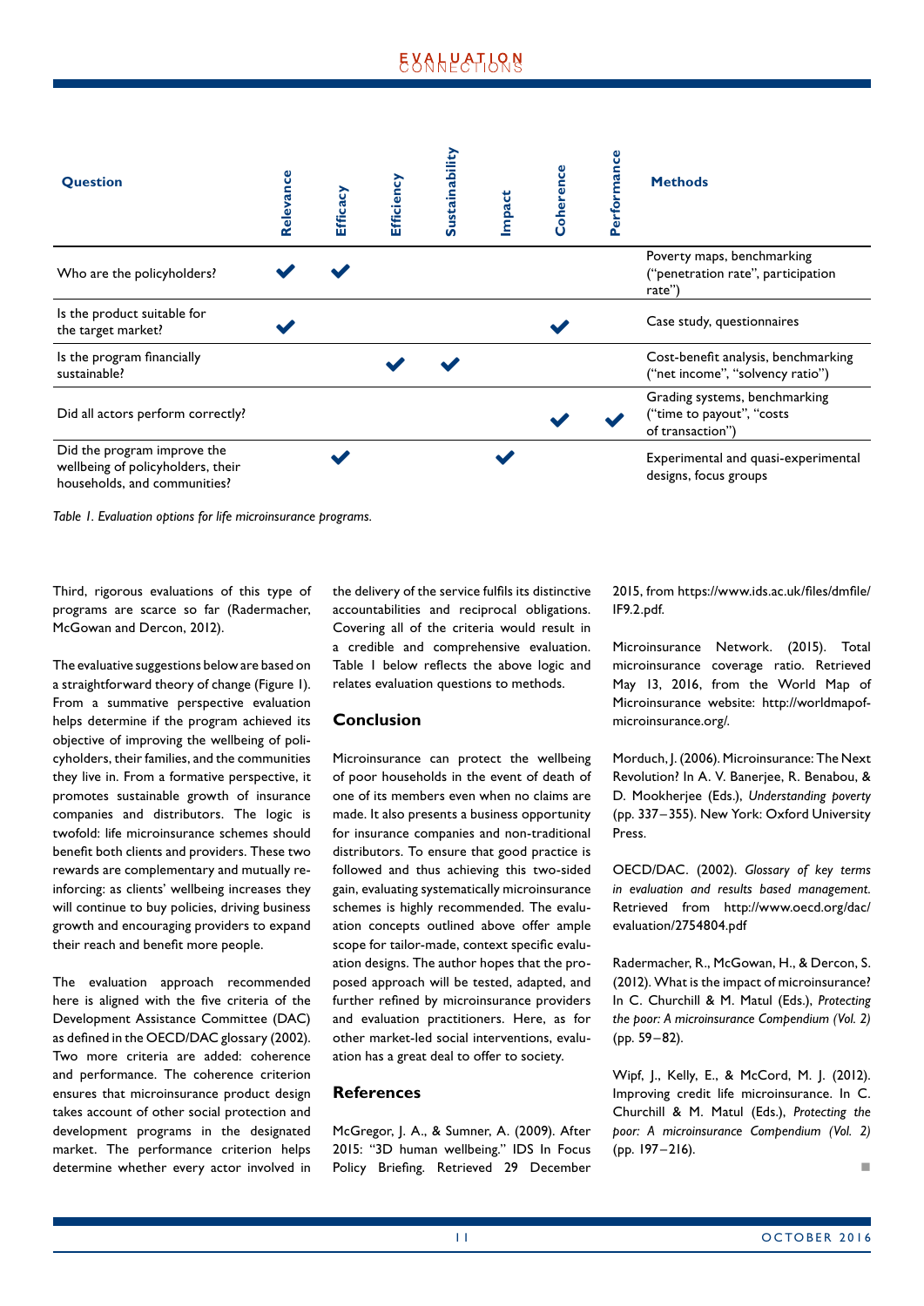| Question | Relevance | Efficacy | Efficiency | Sustainability | Impact | Coherence | Performance | Methods |
|---|---|---|---|---|---|---|---|---|
| Who are the policyholders? | ✔ | ✔ | | | | | | Poverty maps, benchmarking ("penetration rate", participation rate") |
| Is the product suitable for the target market? | ✔ | | | | | ✔ | | Case study, questionnaires |
| Is the program financially sustainable? | | | ✔ | ✔ | | | | Cost-benefit analysis, benchmarking ("net income", "solvency ratio") |
| Did all actors perform correctly? | | | | | | ✔ | ✔ | Grading systems, benchmarking ("time to payout", "costs of transaction") |
| Did the program improve the wellbeing of policyholders, their households, and communities? | | ✔ | | | ✔ | | | Experimental and quasi-experimental designs, focus groups |

*Table 1. Evaluation options for life microinsurance programs.*

Third, rigorous evaluations of this type of programs are scarce so far (Radermacher, McGowan and Dercon, 2012).

The evaluative suggestions below are based on a straightforward theory of change (Figure 1). From a summative perspective evaluation helps determine if the program achieved its objective of improving the wellbeing of policyholders, their families, and the communities they live in. From a formative perspective, it promotes sustainable growth of insurance companies and distributors. The logic is twofold: life microinsurance schemes should benefit both clients and providers. These two rewards are complementary and mutually reinforcing: as clients' wellbeing increases they will continue to buy policies, driving business growth and encouraging providers to expand their reach and benefit more people.

The evaluation approach recommended here is aligned with the five criteria of the Development Assistance Committee (DAC) as defined in the OECD/DAC glossary (2002). Two more criteria are added: coherence and performance. The coherence criterion ensures that microinsurance product design takes account of other social protection and development programs in the designated market. The performance criterion helps determine whether every actor involved in the delivery of the service fulfils its distinctive accountabilities and reciprocal obligations. Covering all of the criteria would result in a credible and comprehensive evaluation. Table 1 below reflects the above logic and relates evaluation questions to methods.

## Conclusion

Microinsurance can protect the wellbeing of poor households in the event of death of one of its members even when no claims are made. It also presents a business opportunity for insurance companies and non-traditional distributors. To ensure that good practice is followed and thus achieving this two-sided gain, evaluating systematically microinsurance schemes is highly recommended. The evaluation concepts outlined above offer ample scope for tailor-made, context specific evaluation designs. The author hopes that the proposed approach will be tested, adapted, and further refined by microinsurance providers and evaluation practitioners. Here, as for other market-led social interventions, evaluation has a great deal to offer to society.

## References

McGregor, J. A., & Sumner, A. (2009). After 2015: "3D human wellbeing." IDS In Focus Policy Briefing. Retrieved 29 December 2015, from https://www.ids.ac.uk/files/dmfile/IF9.2.pdf.

Microinsurance Network. (2015). Total microinsurance coverage ratio. Retrieved May 13, 2016, from the World Map of Microinsurance website: http://worldmapof-microinsurance.org/.

Morduch, J. (2006). Microinsurance: The Next Revolution? In A. V. Banerjee, R. Benabou, & D. Mookherjee (Eds.), *Understanding poverty* (pp. 337–355). New York: Oxford University Press.

OECD/DAC. (2002). *Glossary of key terms in evaluation and results based management.* Retrieved from http://www.oecd.org/dac/evaluation/2754804.pdf

Radermacher, R., McGowan, H., & Dercon, S. (2012). What is the impact of microinsurance? In C. Churchill & M. Matul (Eds.), *Protecting the poor: A microinsurance Compendium (Vol. 2)* (pp. 59–82).

Wipf, J., Kelly, E., & McCord, M. J. (2012). Improving credit life microinsurance. In C. Churchill & M. Matul (Eds.), *Protecting the poor: A microinsurance Compendium (Vol. 2)* (pp. 197–216).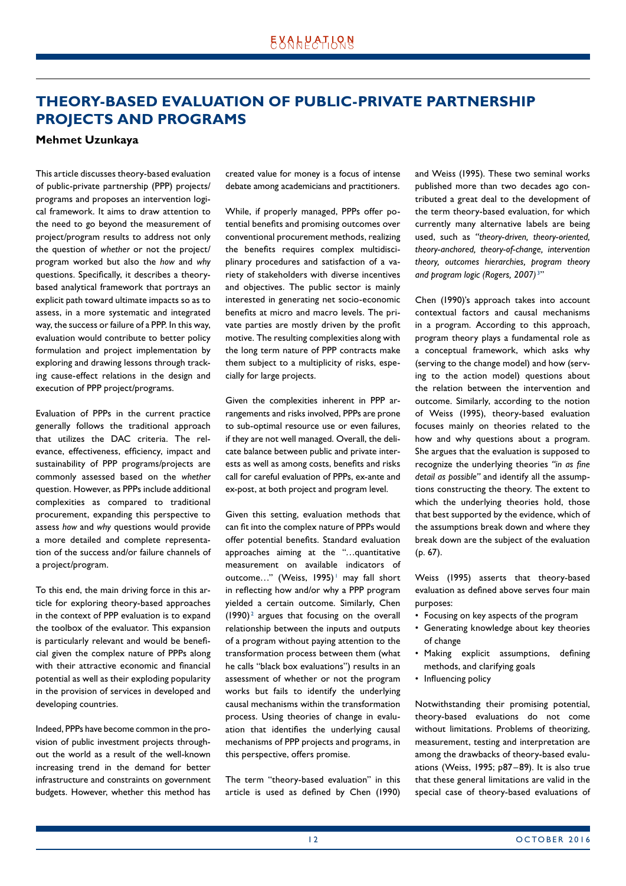# THEORY-BASED EVALUATION OF PUBLIC-PRIVATE PARTNERSHIP PROJECTS AND PROGRAMS

**Mehmet Uzunkaya**

This article discusses theory-based evaluation of public-private partnership (PPP) projects/programs and proposes an intervention logical framework. It aims to draw attention to the need to go beyond the measurement of project/program results to address not only the question of *whether* or not the project/program worked but also the *how* and *why* questions. Specifically, it describes a theory-based analytical framework that portrays an explicit path toward ultimate impacts so as to assess, in a more systematic and integrated way, the success or failure of a PPP. In this way, evaluation would contribute to better policy formulation and project implementation by exploring and drawing lessons through tracking cause-effect relations in the design and execution of PPP project/programs.

Evaluation of PPPs in the current practice generally follows the traditional approach that utilizes the DAC criteria. The relevance, effectiveness, efficiency, impact and sustainability of PPP programs/projects are commonly assessed based on the *whether* question. However, as PPPs include additional complexities as compared to traditional procurement, expanding this perspective to assess *how* and *why* questions would provide a more detailed and complete representation of the success and/or failure channels of a project/program.

To this end, the main driving force in this article for exploring theory-based approaches in the context of PPP evaluation is to expand the toolbox of the evaluator. This expansion is particularly relevant and would be beneficial given the complex nature of PPPs along with their attractive economic and financial potential as well as their exploding popularity in the provision of services in developed and developing countries.

Indeed, PPPs have become common in the provision of public investment projects throughout the world as a result of the well-known increasing trend in the demand for better infrastructure and constraints on government budgets. However, whether this method has created value for money is a focus of intense debate among academicians and practitioners.

While, if properly managed, PPPs offer potential benefits and promising outcomes over conventional procurement methods, realizing the benefits requires complex multidisciplinary procedures and satisfaction of a variety of stakeholders with diverse incentives and objectives. The public sector is mainly interested in generating net socio-economic benefits at micro and macro levels. The private parties are mostly driven by the profit motive. The resulting complexities along with the long term nature of PPP contracts make them subject to a multiplicity of risks, especially for large projects.

Given the complexities inherent in PPP arrangements and risks involved, PPPs are prone to sub-optimal resource use or even failures, if they are not well managed. Overall, the delicate balance between public and private interests as well as among costs, benefits and risks call for careful evaluation of PPPs, ex-ante and ex-post, at both project and program level.

Given this setting, evaluation methods that can fit into the complex nature of PPPs would offer potential benefits. Standard evaluation approaches aiming at the "…quantitative measurement on available indicators of outcome…" (Weiss, 1995)[1] may fall short in reflecting how and/or why a PPP program yielded a certain outcome. Similarly, Chen (1990)[2] argues that focusing on the overall relationship between the inputs and outputs of a program without paying attention to the transformation process between them (what he calls "black box evaluations") results in an assessment of whether or not the program works but fails to identify the underlying causal mechanisms within the transformation process. Using theories of change in evaluation that identifies the underlying causal mechanisms of PPP projects and programs, in this perspective, offers promise.

The term "theory-based evaluation" in this article is used as defined by Chen (1990) and Weiss (1995). These two seminal works published more than two decades ago contributed a great deal to the development of the term theory-based evaluation, for which currently many alternative labels are being used, such as *"theory-driven, theory-oriented, theory-anchored, theory-of-change, intervention theory, outcomes hierarchies, program theory and program logic (Rogers, 2007)*[3]"

Chen (1990)'s approach takes into account contextual factors and causal mechanisms in a program. According to this approach, program theory plays a fundamental role as a conceptual framework, which asks why (serving to the change model) and how (serving to the action model) questions about the relation between the intervention and outcome. Similarly, according to the notion of Weiss (1995), theory-based evaluation focuses mainly on theories related to the how and why questions about a program. She argues that the evaluation is supposed to recognize the underlying theories *"in as fine detail as possible"* and identify all the assumptions constructing the theory. The extent to which the underlying theories hold, those that best supported by the evidence, which of the assumptions break down and where they break down are the subject of the evaluation (p. 67).

Weiss (1995) asserts that theory-based evaluation as defined above serves four main purposes:

- Focusing on key aspects of the program
- Generating knowledge about key theories of change
- Making explicit assumptions, defining methods, and clarifying goals
- Influencing policy

Notwithstanding their promising potential, theory-based evaluations do not come without limitations. Problems of theorizing, measurement, testing and interpretation are among the drawbacks of theory-based evaluations (Weiss, 1995; p87–89). It is also true that these general limitations are valid in the special case of theory-based evaluations of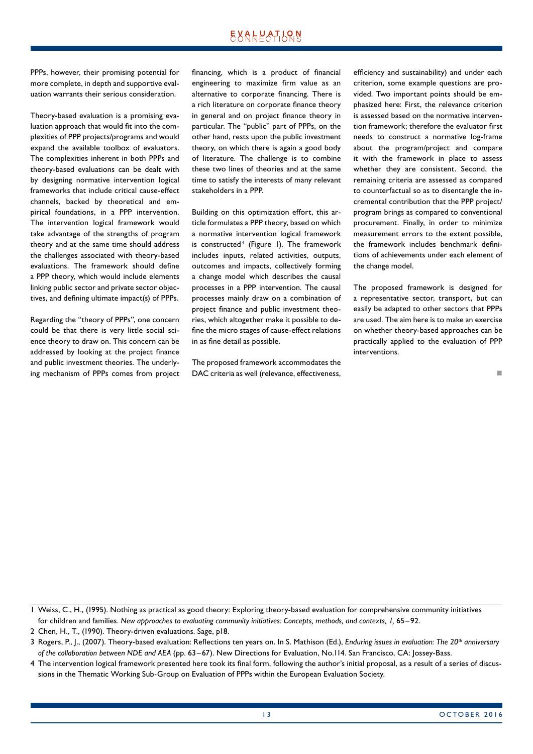PPPs, however, their promising potential for more complete, in depth and supportive evaluation warrants their serious consideration.

Theory-based evaluation is a promising evaluation approach that would fit into the complexities of PPP projects/programs and would expand the available toolbox of evaluators. The complexities inherent in both PPPs and theory-based evaluations can be dealt with by designing normative intervention logical frameworks that include critical cause-effect channels, backed by theoretical and empirical foundations, in a PPP intervention. The intervention logical framework would take advantage of the strengths of program theory and at the same time should address the challenges associated with theory-based evaluations. The framework should define a PPP theory, which would include elements linking public sector and private sector objectives, and defining ultimate impact(s) of PPPs.

Regarding the "theory of PPPs", one concern could be that there is very little social science theory to draw on. This concern can be addressed by looking at the project finance and public investment theories. The underlying mechanism of PPPs comes from project financing, which is a product of financial engineering to maximize firm value as an alternative to corporate financing. There is a rich literature on corporate finance theory in general and on project finance theory in particular. The "public" part of PPPs, on the other hand, rests upon the public investment theory, on which there is again a good body of literature. The challenge is to combine these two lines of theories and at the same time to satisfy the interests of many relevant stakeholders in a PPP.

Building on this optimization effort, this article formulates a PPP theory, based on which a normative intervention logical framework is constructed[4] (Figure 1). The framework includes inputs, related activities, outputs, outcomes and impacts, collectively forming a change model which describes the causal processes in a PPP intervention. The causal processes mainly draw on a combination of project finance and public investment theories, which altogether make it possible to define the micro stages of cause-effect relations in as fine detail as possible.

The proposed framework accommodates the DAC criteria as well (relevance, effectiveness, efficiency and sustainability) and under each criterion, some example questions are provided. Two important points should be emphasized here: First, the relevance criterion is assessed based on the normative intervention framework; therefore the evaluator first needs to construct a normative log-frame about the program/project and compare it with the framework in place to assess whether they are consistent. Second, the remaining criteria are assessed as compared to counterfactual so as to disentangle the incremental contribution that the PPP project/program brings as compared to conventional procurement. Finally, in order to minimize measurement errors to the extent possible, the framework includes benchmark definitions of achievements under each element of the change model.

The proposed framework is designed for a representative sector, transport, but can easily be adapted to other sectors that PPPs are used. The aim here is to make an exercise on whether theory-based approaches can be practically applied to the evaluation of PPP interventions.

■

---

1 Weiss, C., H., (1995). Nothing as practical as good theory: Exploring theory-based evaluation for comprehensive community initiatives for children and families. *New approaches to evaluating community initiatives: Concepts, methods, and contexts, 1,* 65–92.

2 Chen, H., T., (1990). Theory-driven evaluations. Sage, p18.

3 Rogers, P., J., (2007). Theory-based evaluation: Reflections ten years on. In S. Mathison (Ed.), *Enduring issues in evaluation: The 20th anniversary of the collaboration between NDE and AEA* (pp. 63–67). New Directions for Evaluation, No.114. San Francisco, CA: Jossey-Bass.

4 The intervention logical framework presented here took its final form, following the author's initial proposal, as a result of a series of discussions in the Thematic Working Sub-Group on Evaluation of PPPs within the European Evaluation Society.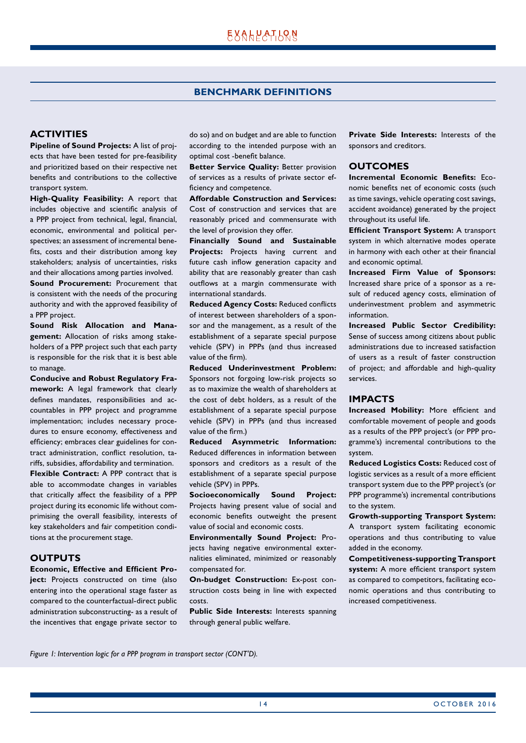## BENCHMARK DEFINITIONS

### ACTIVITIES

**Pipeline of Sound Projects:** A list of projects that have been tested for pre-feasibility and prioritized based on their respective net benefits and contributions to the collective transport system.

**High-Quality Feasibility:** A report that includes objective and scientific analysis of a PPP project from technical, legal, financial, economic, environmental and political perspectives; an assessment of incremental benefits, costs and their distribution among key stakeholders; analysis of uncertainties, risks and their allocations among parties involved.

**Sound Procurement:** Procurement that is consistent with the needs of the procuring authority and with the approved feasibility of a PPP project.

**Sound Risk Allocation and Management:** Allocation of risks among stakeholders of a PPP project such that each party is responsible for the risk that it is best able to manage.

**Conducive and Robust Regulatory Framework:** A legal framework that clearly defines mandates, responsibilities and accountables in PPP project and programme implementation; includes necessary procedures to ensure economy, effectiveness and efficiency; embraces clear guidelines for contract administration, conflict resolution, tariffs, subsidies, affordability and termination.

**Flexible Contract:** A PPP contract that is able to accommodate changes in variables that critically affect the feasibility of a PPP project during its economic life without compromising the overall feasibility, interests of key stakeholders and fair competition conditions at the procurement stage.

### OUTPUTS

**Economic, Effective and Efficient Project:** Projects constructed on time (also entering into the operational stage faster as compared to the counterfactual-direct public administration subconstructing- as a result of the incentives that engage private sector to do so) and on budget and are able to function according to the intended purpose with an optimal cost -benefit balance.

**Better Service Quality:** Better provision of services as a results of private sector efficiency and competence.

**Affordable Construction and Services:** Cost of construction and services that are reasonably priced and commensurate with the level of provision they offer.

**Financially Sound and Sustainable Projects:** Projects having current and future cash inflow generation capacity and ability that are reasonably greater than cash outflows at a margin commensurate with international standards.

**Reduced Agency Costs:** Reduced conflicts of interest between shareholders of a sponsor and the management, as a result of the establishment of a separate special purpose vehicle (SPV) in PPPs (and thus increased value of the firm).

**Reduced Underinvestment Problem:** Sponsors not forgoing low-risk projects so as to maximize the wealth of shareholders at the cost of debt holders, as a result of the establishment of a separate special purpose vehicle (SPV) in PPPs (and thus increased value of the firm.)

**Reduced Asymmetric Information:** Reduced differences in information between sponsors and creditors as a result of the establishment of a separate special purpose vehicle (SPV) in PPPs.

**Socioeconomically Sound Project:** Projects having present value of social and economic benefits outweight the present value of social and economic costs.

**Environmentally Sound Project:** Projects having negative environmental externalities eliminated, minimized or reasonably compensated for.

**On-budget Construction:** Ex-post construction costs being in line with expected costs.

**Public Side Interests:** Interests spanning through general public welfare.

**Private Side Interests:** Interests of the sponsors and creditors.

### OUTCOMES

**Incremental Economic Benefits:** Economic benefits net of economic costs (such as time savings, vehicle operating cost savings, accident avoidance) generated by the project throughout its useful life.

**Efficient Transport System:** A transport system in which alternative modes operate in harmony with each other at their financial and economic optimal.

**Increased Firm Value of Sponsors:** Increased share price of a sponsor as a result of reduced agency costs, elimination of underinvestment problem and asymmetric information.

**Increased Public Sector Credibility:** Sense of success among citizens about public administrations due to increased satisfaction of users as a result of faster construction of project; and affordable and high-quality services.

### IMPACTS

**Increased Mobility:** More efficient and comfortable movement of people and goods as a results of the PPP project's (or PPP programme's) incremental contributions to the system.

**Reduced Logistics Costs:** Reduced cost of logistic services as a result of a more efficient transport system due to the PPP project's (or PPP programme's) incremental contributions to the system.

**Growth-supporting Transport System:** A transport system facilitating economic operations and thus contributing to value added in the economy.

**Competitiveness-supporting Transport system:** A more efficient transport system as compared to competitors, facilitating economic operations and thus contributing to increased competitiveness.

*Figure 1: Intervention logic for a PPP program in transport sector (CONT'D).*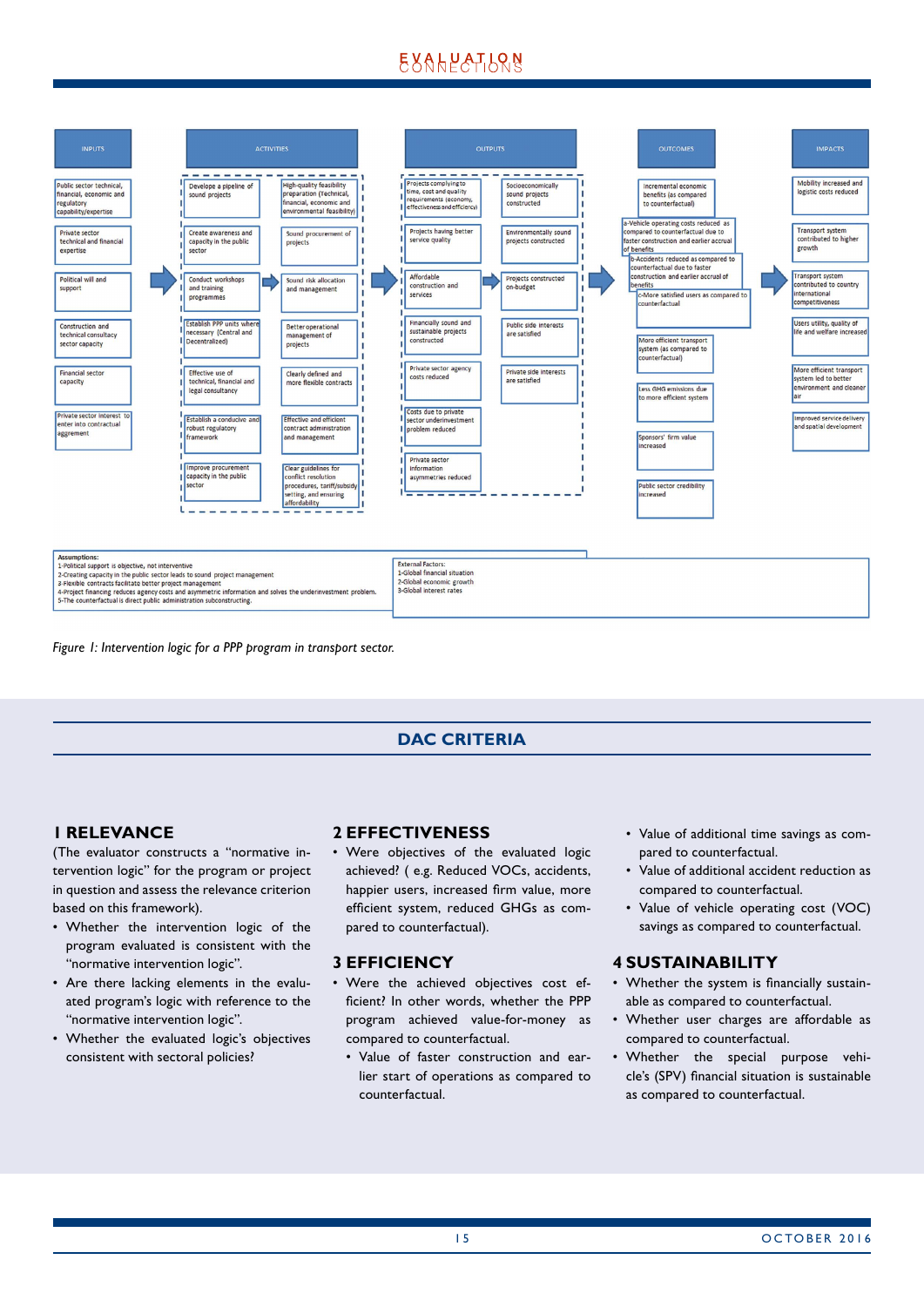| INPUTS | ACTIVITIES | | OUTPUTS | | OUTCOMES | IMPACTS |
|---|---|---|---|---|---|---|
| Public sector technical, financial, economic and regulatory capability/expertise | Develope a pipeline of sound projects | High-quality feasibility preparation (Technical, financial, economic and environmental feasibility) | Projects complying to time, cost and quality requirements (economy, effectiveness and efficiency) | Socioeconomically sound projects constructed | Incremental economic benefits (as compared to counterfactual) | Mobility increased and logistic costs reduced |
| Private sector technical and financial expertise | Create awareness and capacity in the public sector | Sound procurement of projects | Projects having better service quality | Environmentally sound projects constructed | a-Vehicle operating costs reduced as compared to counterfactual due to faster construction and earlier accrual of benefits | Transport system contributed to higher growth |
| Political will and support | Conduct workshops and training programmes | Sound risk allocation and management | Affordable construction and services | Projects constructed on-budget | b-Accidents reduced as compared to counterfactual due to faster construction and earlier accrual of benefits | Transport system contributed to country international competitiveness |
| Construction and technical consultancy sector capacity | Establish PPP units where necessary (Central and Decentralized) | Better operational management of projects | Financially sound and sustainable projects constructed | Public side interests are satisfied | c-More satisfied users as compared to counterfactual | Users utility, quality of life and welfare increased |
| Financial sector capacity | Effective use of technical, financial and legal consultancy | Clearly defined and more flexible contracts | Private sector agency costs reduced | Private side interests are satisfied | More efficient transport system (as compared to counterfactual) | More efficient transport system led to better environment and cleaner air |
| Private sector interest to enter into contractual aggrement | Establish a conducive and robust regulatory framework | Effective and efficient contract administration and management | Costs due to private sector underinvestment problem reduced | | Less GHG emissions due to more efficient system | Improved service delivery and spatial development |
| | Improve procurement capacity in the public sector | Clear guidelines for conflict resolution procedures, tariff/subsidy setting, and ensuring affordability | Private sector information asymmetries reduced | | Sponsors' firm value increased | |
| | | | | | Public sector credibility increased | |

**Assumptions:**
1-Political support is objective, not interventive
2-Creating capacity in the public sector leads to sound project management
3-Flexible contracts facilitate better project management
4-Project financing reduces agency costs and asymmetric information and solves the underinvestment problem.
5-The counterfactual is direct public administration subconstructing.

**External Factors:**
1-Global financial situation
2-Global economic growth
3-Global interest rates

*Figure 1: Intervention logic for a PPP program in transport sector.*

## DAC CRITERIA

### 1 RELEVANCE

(The evaluator constructs a "normative intervention logic" for the program or project in question and assess the relevance criterion based on this framework).

- Whether the intervention logic of the program evaluated is consistent with the "normative intervention logic".
- Are there lacking elements in the evaluated program's logic with reference to the "normative intervention logic".
- Whether the evaluated logic's objectives consistent with sectoral policies?

### 2 EFFECTIVENESS

- Were objectives of the evaluated logic achieved? ( e.g. Reduced VOCs, accidents, happier users, increased firm value, more efficient system, reduced GHGs as compared to counterfactual).

### 3 EFFICIENCY

- Were the achieved objectives cost efficient? In other words, whether the PPP program achieved value-for-money as compared to counterfactual.
  - Value of faster construction and earlier start of operations as compared to counterfactual.
  - Value of additional time savings as compared to counterfactual.
  - Value of additional accident reduction as compared to counterfactual.
  - Value of vehicle operating cost (VOC) savings as compared to counterfactual.

### 4 SUSTAINABILITY

- Whether the system is financially sustainable as compared to counterfactual.
- Whether user charges are affordable as compared to counterfactual.
- Whether the special purpose vehicle's (SPV) financial situation is sustainable as compared to counterfactual.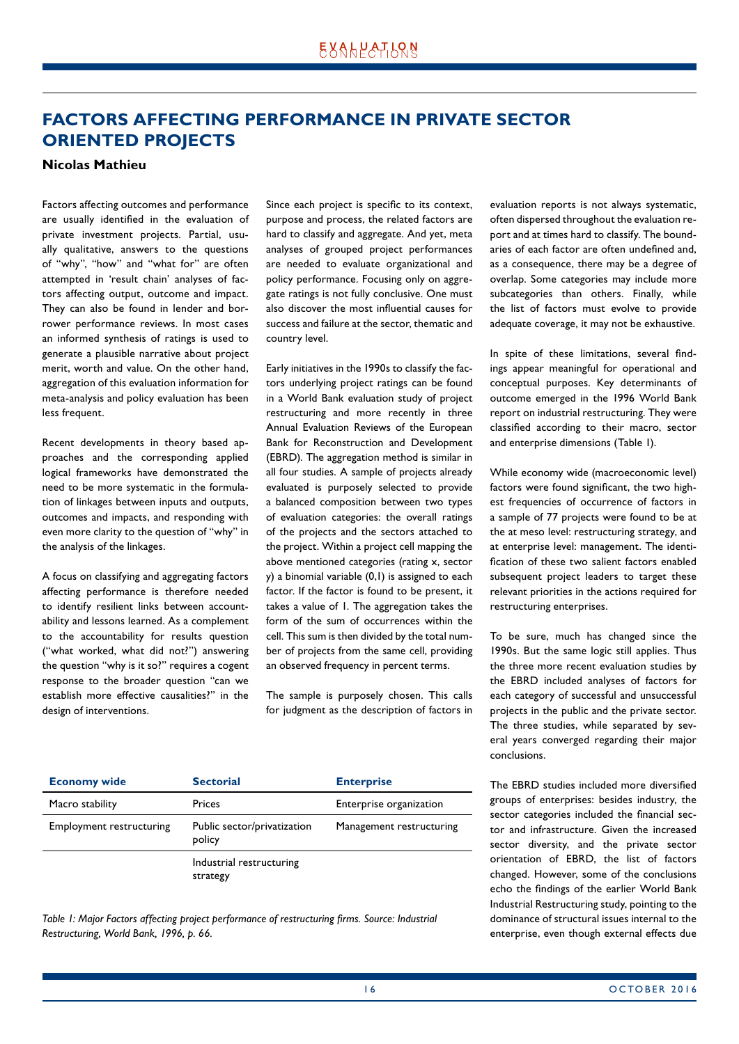# FACTORS AFFECTING PERFORMANCE IN PRIVATE SECTOR ORIENTED PROJECTS

**Nicolas Mathieu**

Factors affecting outcomes and performance are usually identified in the evaluation of private investment projects. Partial, usually qualitative, answers to the questions of "why", "how" and "what for" are often attempted in 'result chain' analyses of factors affecting output, outcome and impact. They can also be found in lender and borrower performance reviews. In most cases an informed synthesis of ratings is used to generate a plausible narrative about project merit, worth and value. On the other hand, aggregation of this evaluation information for meta-analysis and policy evaluation has been less frequent.

Recent developments in theory based approaches and the corresponding applied logical frameworks have demonstrated the need to be more systematic in the formulation of linkages between inputs and outputs, outcomes and impacts, and responding with even more clarity to the question of "why" in the analysis of the linkages.

A focus on classifying and aggregating factors affecting performance is therefore needed to identify resilient links between accountability and lessons learned. As a complement to the accountability for results question ("what worked, what did not?") answering the question "why is it so?" requires a cogent response to the broader question "can we establish more effective causalities?" in the design of interventions.

Since each project is specific to its context, purpose and process, the related factors are hard to classify and aggregate. And yet, meta analyses of grouped project performances are needed to evaluate organizational and policy performance. Focusing only on aggregate ratings is not fully conclusive. One must also discover the most influential causes for success and failure at the sector, thematic and country level.

Early initiatives in the 1990s to classify the factors underlying project ratings can be found in a World Bank evaluation study of project restructuring and more recently in three Annual Evaluation Reviews of the European Bank for Reconstruction and Development (EBRD). The aggregation method is similar in all four studies. A sample of projects already evaluated is purposely selected to provide a balanced composition between two types of evaluation categories: the overall ratings of the projects and the sectors attached to the project. Within a project cell mapping the above mentioned categories (rating x, sector y) a binomial variable (0,1) is assigned to each factor. If the factor is found to be present, it takes a value of 1. The aggregation takes the form of the sum of occurrences within the cell. This sum is then divided by the total number of projects from the same cell, providing an observed frequency in percent terms.

The sample is purposely chosen. This calls for judgment as the description of factors in evaluation reports is not always systematic, often dispersed throughout the evaluation report and at times hard to classify. The boundaries of each factor are often undefined and, as a consequence, there may be a degree of overlap. Some categories may include more subcategories than others. Finally, while the list of factors must evolve to provide adequate coverage, it may not be exhaustive.

In spite of these limitations, several findings appear meaningful for operational and conceptual purposes. Key determinants of outcome emerged in the 1996 World Bank report on industrial restructuring. They were classified according to their macro, sector and enterprise dimensions (Table 1).

| Economy wide | Sectorial | Enterprise |
|---|---|---|
| Macro stability | Prices | Enterprise organization |
| Employment restructuring | Public sector/privatization policy | Management restructuring |
| | Industrial restructuring strategy | |

*Table 1: Major Factors affecting project performance of restructuring firms. Source: Industrial Restructuring, World Bank, 1996, p. 66.*

While economy wide (macroeconomic level) factors were found significant, the two highest frequencies of occurrence of factors in a sample of 77 projects were found to be at the at meso level: restructuring strategy, and at enterprise level: management. The identification of these two salient factors enabled subsequent project leaders to target these relevant priorities in the actions required for restructuring enterprises.

To be sure, much has changed since the 1990s. But the same logic still applies. Thus the three more recent evaluation studies by the EBRD included analyses of factors for each category of successful and unsuccessful projects in the public and the private sector. The three studies, while separated by several years converged regarding their major conclusions.

The EBRD studies included more diversified groups of enterprises: besides industry, the sector categories included the financial sector and infrastructure. Given the increased sector diversity, and the private sector orientation of EBRD, the list of factors changed. However, some of the conclusions echo the findings of the earlier World Bank Industrial Restructuring study, pointing to the dominance of structural issues internal to the enterprise, even though external effects due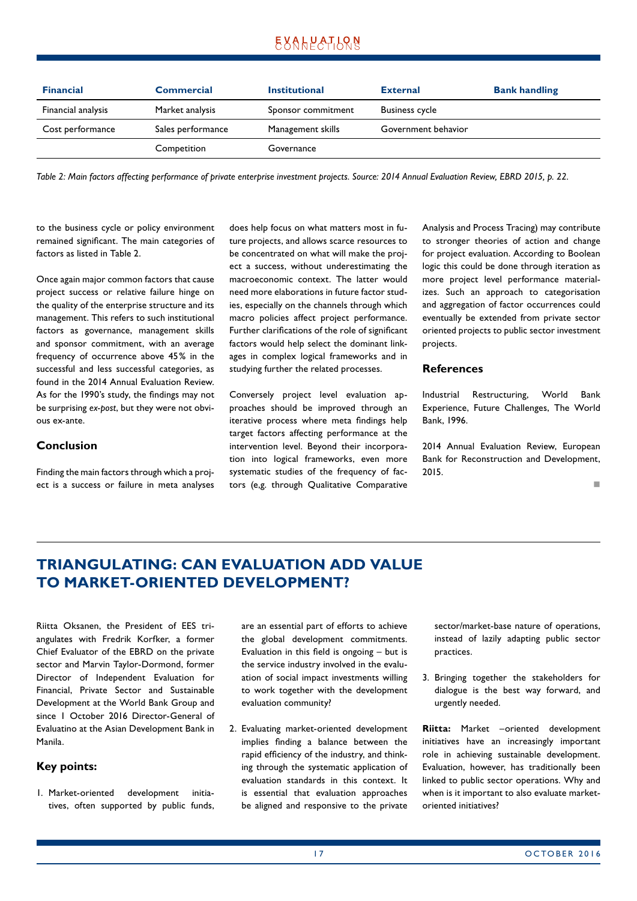| Financial | Commercial | Institutional | External | Bank handling |
|---|---|---|---|---|
| Financial analysis | Market analysis | Sponsor commitment | Business cycle | |
| Cost performance | Sales performance | Management skills | Government behavior | |
| | Competition | Governance | | |

*Table 2: Main factors affecting performance of private enterprise investment projects. Source: 2014 Annual Evaluation Review, EBRD 2015, p. 22.*

to the business cycle or policy environment remained significant. The main categories of factors as listed in Table 2.

Once again major common factors that cause project success or relative failure hinge on the quality of the enterprise structure and its management. This refers to such institutional factors as governance, management skills and sponsor commitment, with an average frequency of occurrence above 45% in the successful and less successful categories, as found in the 2014 Annual Evaluation Review. As for the 1990's study, the findings may not be surprising *ex-post*, but they were not obvious ex-ante.

### Conclusion

Finding the main factors through which a project is a success or failure in meta analyses does help focus on what matters most in future projects, and allows scarce resources to be concentrated on what will make the project a success, without underestimating the macroeconomic context. The latter would need more elaborations in future factor studies, especially on the channels through which macro policies affect project performance. Further clarifications of the role of significant factors would help select the dominant linkages in complex logical frameworks and in studying further the related processes.

Conversely project level evaluation approaches should be improved through an iterative process where meta findings help target factors affecting performance at the intervention level. Beyond their incorporation into logical frameworks, even more systematic studies of the frequency of factors (e,g. through Qualitative Comparative Analysis and Process Tracing) may contribute to stronger theories of action and change for project evaluation. According to Boolean logic this could be done through iteration as more project level performance materializes. Such an approach to categorisation and aggregation of factor occurrences could eventually be extended from private sector oriented projects to public sector investment projects.

### References

Industrial Restructuring, World Bank Experience, Future Challenges, The World Bank, 1996.

2014 Annual Evaluation Review, European Bank for Reconstruction and Development, 2015.

## TRIANGULATING: CAN EVALUATION ADD VALUE TO MARKET-ORIENTED DEVELOPMENT?

Riitta Oksanen, the President of EES triangulates with Fredrik Korfker, a former Chief Evaluator of the EBRD on the private sector and Marvin Taylor-Dormond, former Director of Independent Evaluation for Financial, Private Sector and Sustainable Development at the World Bank Group and since 1 October 2016 Director-General of Evaluatino at the Asian Development Bank in Manila.

### Key points:

1. Market-oriented development initiatives, often supported by public funds, are an essential part of efforts to achieve the global development commitments. Evaluation in this field is ongoing – but is the service industry involved in the evaluation of social impact investments willing to work together with the development evaluation community?
2. Evaluating market-oriented development implies finding a balance between the rapid efficiency of the industry, and thinking through the systematic application of evaluation standards in this context. It is essential that evaluation approaches be aligned and responsive to the private sector/market-base nature of operations, instead of lazily adapting public sector practices.
3. Bringing together the stakeholders for dialogue is the best way forward, and urgently needed.

**Riitta:** Market –oriented development initiatives have an increasingly important role in achieving sustainable development. Evaluation, however, has traditionally been linked to public sector operations. Why and when is it important to also evaluate market-oriented initiatives?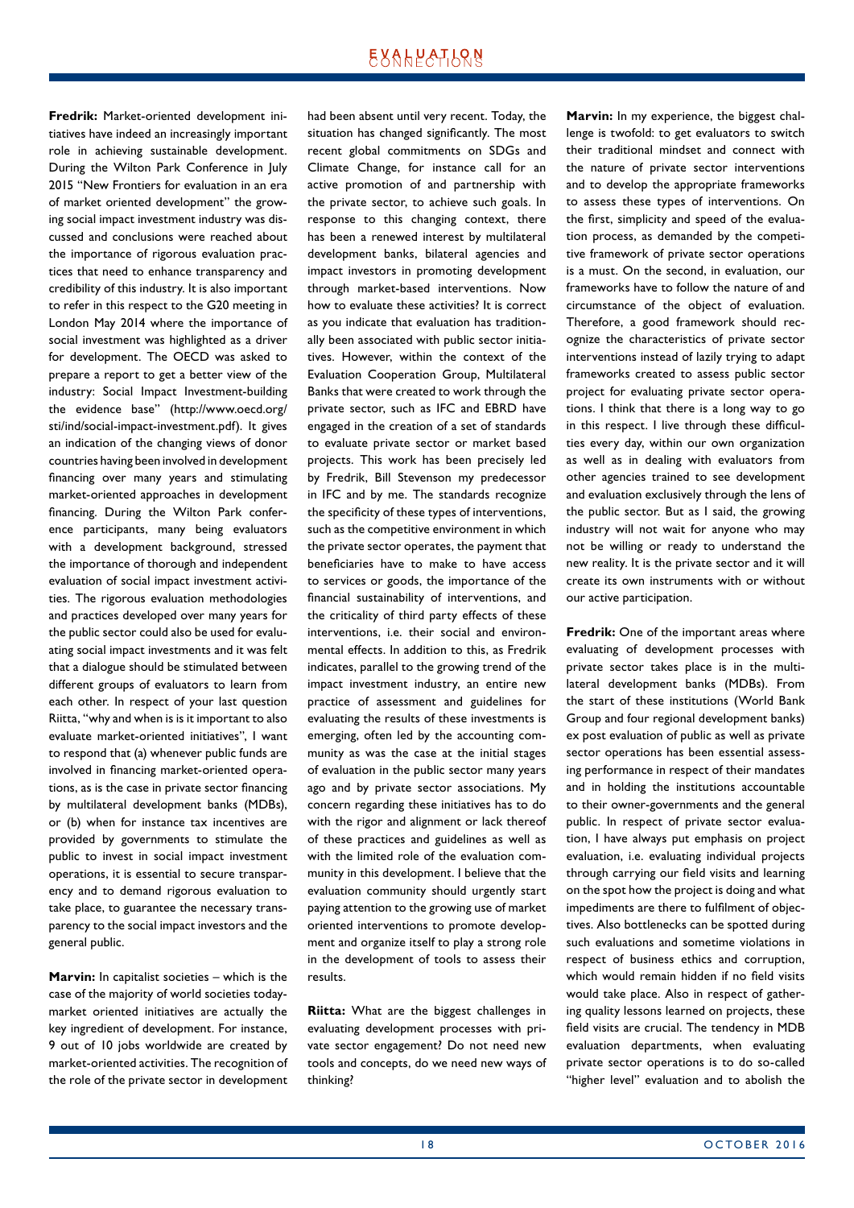**Fredrik:** Market-oriented development initiatives have indeed an increasingly important role in achieving sustainable development. During the Wilton Park Conference in July 2015 "New Frontiers for evaluation in an era of market oriented development" the growing social impact investment industry was discussed and conclusions were reached about the importance of rigorous evaluation practices that need to enhance transparency and credibility of this industry. It is also important to refer in this respect to the G20 meeting in London May 2014 where the importance of social investment was highlighted as a driver for development. The OECD was asked to prepare a report to get a better view of the industry: Social Impact Investment-building the evidence base" (http://www.oecd.org/sti/ind/social-impact-investment.pdf). It gives an indication of the changing views of donor countries having been involved in development financing over many years and stimulating market-oriented approaches in development financing. During the Wilton Park conference participants, many being evaluators with a development background, stressed the importance of thorough and independent evaluation of social impact investment activities. The rigorous evaluation methodologies and practices developed over many years for the public sector could also be used for evaluating social impact investments and it was felt that a dialogue should be stimulated between different groups of evaluators to learn from each other. In respect of your last question Riitta, "why and when is is it important to also evaluate market-oriented initiatives", I want to respond that (a) whenever public funds are involved in financing market-oriented operations, as is the case in private sector financing by multilateral development banks (MDBs), or (b) when for instance tax incentives are provided by governments to stimulate the public to invest in social impact investment operations, it is essential to secure transparency and to demand rigorous evaluation to take place, to guarantee the necessary transparency to the social impact investors and the general public.

**Marvin:** In capitalist societies – which is the case of the majority of world societies today-market oriented initiatives are actually the key ingredient of development. For instance, 9 out of 10 jobs worldwide are created by market-oriented activities. The recognition of the role of the private sector in development had been absent until very recent. Today, the situation has changed significantly. The most recent global commitments on SDGs and Climate Change, for instance call for an active promotion of and partnership with the private sector, to achieve such goals. In response to this changing context, there has been a renewed interest by multilateral development banks, bilateral agencies and impact investors in promoting development through market-based interventions. Now how to evaluate these activities? It is correct as you indicate that evaluation has traditionally been associated with public sector initiatives. However, within the context of the Evaluation Cooperation Group, Multilateral Banks that were created to work through the private sector, such as IFC and EBRD have engaged in the creation of a set of standards to evaluate private sector or market based projects. This work has been precisely led by Fredrik, Bill Stevenson my predecessor in IFC and by me. The standards recognize the specificity of these types of interventions, such as the competitive environment in which the private sector operates, the payment that beneficiaries have to make to have access to services or goods, the importance of the financial sustainability of interventions, and the criticality of third party effects of these interventions, i.e. their social and environmental effects. In addition to this, as Fredrik indicates, parallel to the growing trend of the impact investment industry, an entire new practice of assessment and guidelines for evaluating the results of these investments is emerging, often led by the accounting community as was the case at the initial stages of evaluation in the public sector many years ago and by private sector associations. My concern regarding these initiatives has to do with the rigor and alignment or lack thereof of these practices and guidelines as well as with the limited role of the evaluation community in this development. I believe that the evaluation community should urgently start paying attention to the growing use of market oriented interventions to promote development and organize itself to play a strong role in the development of tools to assess their results.

**Riitta:** What are the biggest challenges in evaluating development processes with private sector engagement? Do not need new tools and concepts, do we need new ways of thinking?

**Marvin:** In my experience, the biggest challenge is twofold: to get evaluators to switch their traditional mindset and connect with the nature of private sector interventions and to develop the appropriate frameworks to assess these types of interventions. On the first, simplicity and speed of the evaluation process, as demanded by the competitive framework of private sector operations is a must. On the second, in evaluation, our frameworks have to follow the nature of and circumstance of the object of evaluation. Therefore, a good framework should recognize the characteristics of private sector interventions instead of lazily trying to adapt frameworks created to assess public sector project for evaluating private sector operations. I think that there is a long way to go in this respect. I live through these difficulties every day, within our own organization as well as in dealing with evaluators from other agencies trained to see development and evaluation exclusively through the lens of the public sector. But as I said, the growing industry will not wait for anyone who may not be willing or ready to understand the new reality. It is the private sector and it will create its own instruments with or without our active participation.

**Fredrik:** One of the important areas where evaluating of development processes with private sector takes place is in the multilateral development banks (MDBs). From the start of these institutions (World Bank Group and four regional development banks) ex post evaluation of public as well as private sector operations has been essential assessing performance in respect of their mandates and in holding the institutions accountable to their owner-governments and the general public. In respect of private sector evaluation, I have always put emphasis on project evaluation, i.e. evaluating individual projects through carrying our field visits and learning on the spot how the project is doing and what impediments are there to fulfilment of objectives. Also bottlenecks can be spotted during such evaluations and sometime violations in respect of business ethics and corruption, which would remain hidden if no field visits would take place. Also in respect of gathering quality lessons learned on projects, these field visits are crucial. The tendency in MDB evaluation departments, when evaluating private sector operations is to do so-called "higher level" evaluation and to abolish the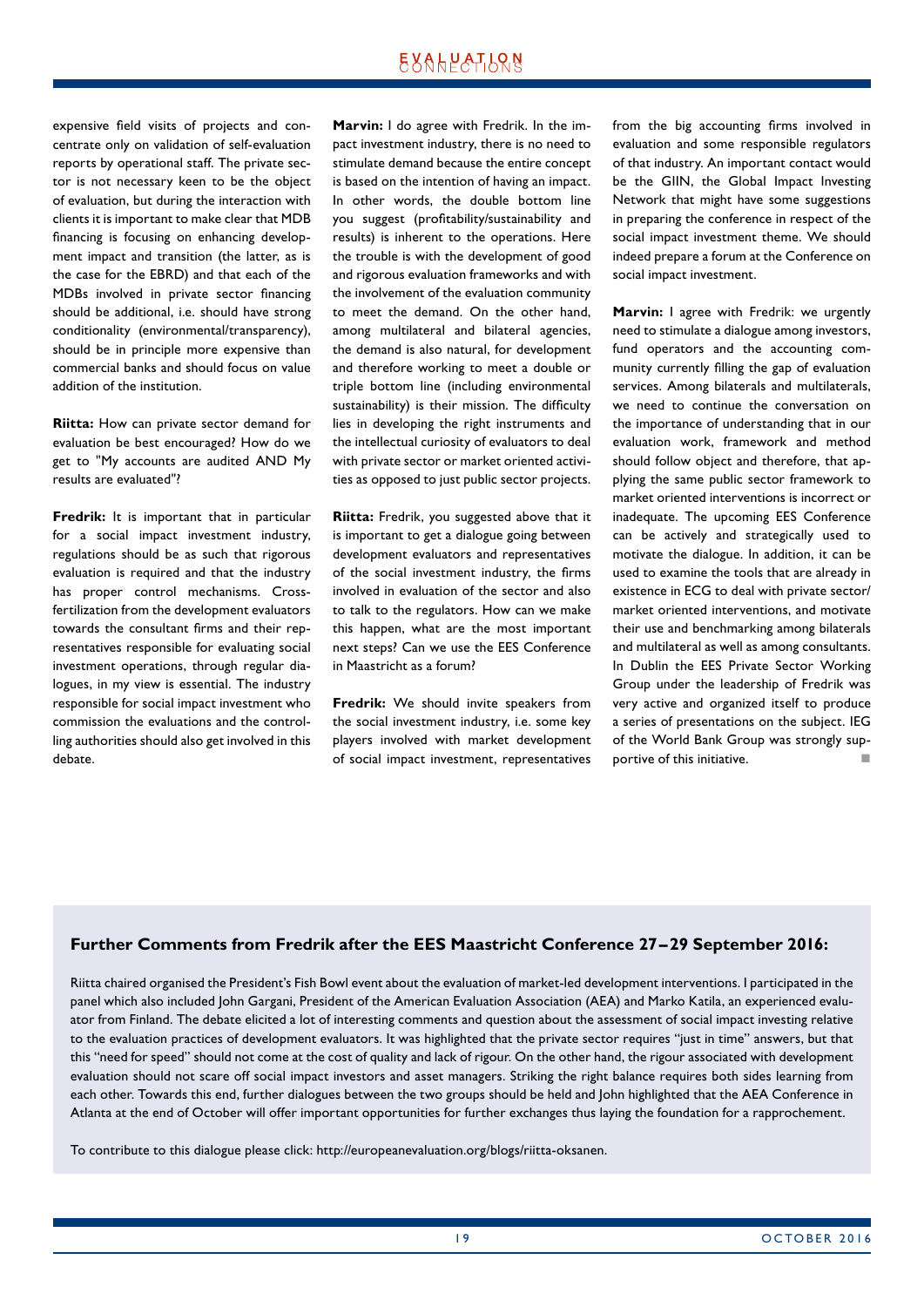expensive field visits of projects and concentrate only on validation of self-evaluation reports by operational staff. The private sector is not necessary keen to be the object of evaluation, but during the interaction with clients it is important to make clear that MDB financing is focusing on enhancing development impact and transition (the latter, as is the case for the EBRD) and that each of the MDBs involved in private sector financing should be additional, i.e. should have strong conditionality (environmental/transparency), should be in principle more expensive than commercial banks and should focus on value addition of the institution.

**Riitta:** How can private sector demand for evaluation be best encouraged? How do we get to "My accounts are audited AND My results are evaluated"?

**Fredrik:** It is important that in particular for a social impact investment industry, regulations should be as such that rigorous evaluation is required and that the industry has proper control mechanisms. Cross-fertilization from the development evaluators towards the consultant firms and their representatives responsible for evaluating social investment operations, through regular dialogues, in my view is essential. The industry responsible for social impact investment who commission the evaluations and the controlling authorities should also get involved in this debate.

**Marvin:** I do agree with Fredrik. In the impact investment industry, there is no need to stimulate demand because the entire concept is based on the intention of having an impact. In other words, the double bottom line you suggest (profitability/sustainability and results) is inherent to the operations. Here the trouble is with the development of good and rigorous evaluation frameworks and with the involvement of the evaluation community to meet the demand. On the other hand, among multilateral and bilateral agencies, the demand is also natural, for development and therefore working to meet a double or triple bottom line (including environmental sustainability) is their mission. The difficulty lies in developing the right instruments and the intellectual curiosity of evaluators to deal with private sector or market oriented activities as opposed to just public sector projects.

**Riitta:** Fredrik, you suggested above that it is important to get a dialogue going between development evaluators and representatives of the social investment industry, the firms involved in evaluation of the sector and also to talk to the regulators. How can we make this happen, what are the most important next steps? Can we use the EES Conference in Maastricht as a forum?

**Fredrik:** We should invite speakers from the social investment industry, i.e. some key players involved with market development of social impact investment, representatives from the big accounting firms involved in evaluation and some responsible regulators of that industry. An important contact would be the GIIN, the Global Impact Investing Network that might have some suggestions in preparing the conference in respect of the social impact investment theme. We should indeed prepare a forum at the Conference on social impact investment.

**Marvin:** I agree with Fredrik: we urgently need to stimulate a dialogue among investors, fund operators and the accounting community currently filling the gap of evaluation services. Among bilaterals and multilaterals, we need to continue the conversation on the importance of understanding that in our evaluation work, framework and method should follow object and therefore, that applying the same public sector framework to market oriented interventions is incorrect or inadequate. The upcoming EES Conference can be actively and strategically used to motivate the dialogue. In addition, it can be used to examine the tools that are already in existence in ECG to deal with private sector/market oriented interventions, and motivate their use and benchmarking among bilaterals and multilateral as well as among consultants. In Dublin the EES Private Sector Working Group under the leadership of Fredrik was very active and organized itself to produce a series of presentations on the subject. IEG of the World Bank Group was strongly supportive of this initiative.

### Further Comments from Fredrik after the EES Maastricht Conference 27–29 September 2016:

Riitta chaired organised the President's Fish Bowl event about the evaluation of market-led development interventions. I participated in the panel which also included John Gargani, President of the American Evaluation Association (AEA) and Marko Katila, an experienced evaluator from Finland. The debate elicited a lot of interesting comments and question about the assessment of social impact investing relative to the evaluation practices of development evaluators. It was highlighted that the private sector requires "just in time" answers, but that this "need for speed" should not come at the cost of quality and lack of rigour. On the other hand, the rigour associated with development evaluation should not scare off social impact investors and asset managers. Striking the right balance requires both sides learning from each other. Towards this end, further dialogues between the two groups should be held and John highlighted that the AEA Conference in Atlanta at the end of October will offer important opportunities for further exchanges thus laying the foundation for a rapprochement.

To contribute to this dialogue please click: http://europeanevaluation.org/blogs/riitta-oksanen.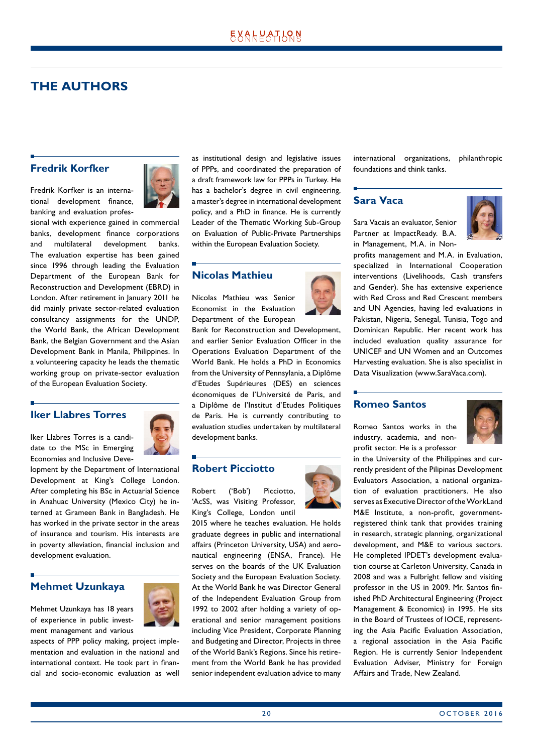# THE AUTHORS

## Fredrik Korfker

Fredrik Korfker is an international development finance, banking and evaluation professional with experience gained in commercial banks, development finance corporations and multilateral development banks. The evaluation expertise has been gained since 1996 through leading the Evaluation Department of the European Bank for Reconstruction and Development (EBRD) in London. After retirement in January 2011 he did mainly private sector-related evaluation consultancy assignments for the UNDP, the World Bank, the African Development Bank, the Belgian Government and the Asian Development Bank in Manila, Philippines. In a volunteering capacity he leads the thematic working group on private-sector evaluation of the European Evaluation Society.

## Iker Llabres Torres

Iker Llabres Torres is a candidate to the MSc in Emerging Economies and Inclusive Development by the Department of International Development at King's College London. After completing his BSc in Actuarial Science in Anahuac University (Mexico City) he interned at Grameen Bank in Bangladesh. He has worked in the private sector in the areas of insurance and tourism. His interests are in poverty alleviation, financial inclusion and development evaluation.

## Mehmet Uzunkaya

Mehmet Uzunkaya has 18 years of experience in public investment management and various aspects of PPP policy making, project implementation and evaluation in the national and international context. He took part in financial and socio-economic evaluation as well as institutional design and legislative issues of PPPs, and coordinated the preparation of a draft framework law for PPPs in Turkey. He has a bachelor's degree in civil engineering, a master's degree in international development policy, and a PhD in finance. He is currently Leader of the Thematic Working Sub-Group on Evaluation of Public-Private Partnerships within the European Evaluation Society.

## Nicolas Mathieu

Nicolas Mathieu was Senior Economist in the Evaluation Department of the European Bank for Reconstruction and Development, and earlier Senior Evaluation Officer in the Operations Evaluation Department of the World Bank. He holds a PhD in Economics from the University of Pennsylania, a Diplôme d'Etudes Supérieures (DES) en sciences économiques de l'Université de Paris, and a Diplôme de l'Institut d'Etudes Politiques de Paris. He is currently contributing to evaluation studies undertaken by multilateral development banks.

## Robert Picciotto

Robert ('Bob') Picciotto, 'AcSS, was Visiting Professor, King's College, London until 2015 where he teaches evaluation. He holds graduate degrees in public and international affairs (Princeton University, USA) and aeronautical engineering (ENSA, France). He serves on the boards of the UK Evaluation Society and the European Evaluation Society. At the World Bank he was Director General of the Independent Evaluation Group from 1992 to 2002 after holding a variety of operational and senior management positions including Vice President, Corporate Planning and Budgeting and Director, Projects in three of the World Bank's Regions. Since his retirement from the World Bank he has provided senior independent evaluation advice to many international organizations, philanthropic foundations and think tanks.

## Sara Vaca

Sara Vacais an evaluator, Senior Partner at ImpactReady. B.A. in Management, M.A. in Nonprofits management and M.A. in Evaluation, specialized in International Cooperation interventions (Livelihoods, Cash transfers and Gender). She has extensive experience with Red Cross and Red Crescent members and UN Agencies, having led evaluations in Pakistan, Nigeria, Senegal, Tunisia, Togo and Dominican Republic. Her recent work has included evaluation quality assurance for UNICEF and UN Women and an Outcomes Harvesting evaluation. She is also specialist in Data Visualization (www.SaraVaca.com).

## Romeo Santos

Romeo Santos works in the industry, academia, and nonprofit sector. He is a professor in the University of the Philippines and currently president of the Pilipinas Development Evaluators Association, a national organization of evaluation practitioners. He also serves as Executive Director of the WorkLand M&E Institute, a non-profit, government-registered think tank that provides training in research, strategic planning, organizational development, and M&E to various sectors. He completed IPDET's development evaluation course at Carleton University, Canada in 2008 and was a Fulbright fellow and visiting professor in the US in 2009. Mr. Santos finished PhD Architectural Engineering (Project Management & Economics) in 1995. He sits in the Board of Trustees of IOCE, representing the Asia Pacific Evaluation Association, a regional association in the Asia Pacific Region. He is currently Senior Independent Evaluation Adviser, Ministry for Foreign Affairs and Trade, New Zealand.